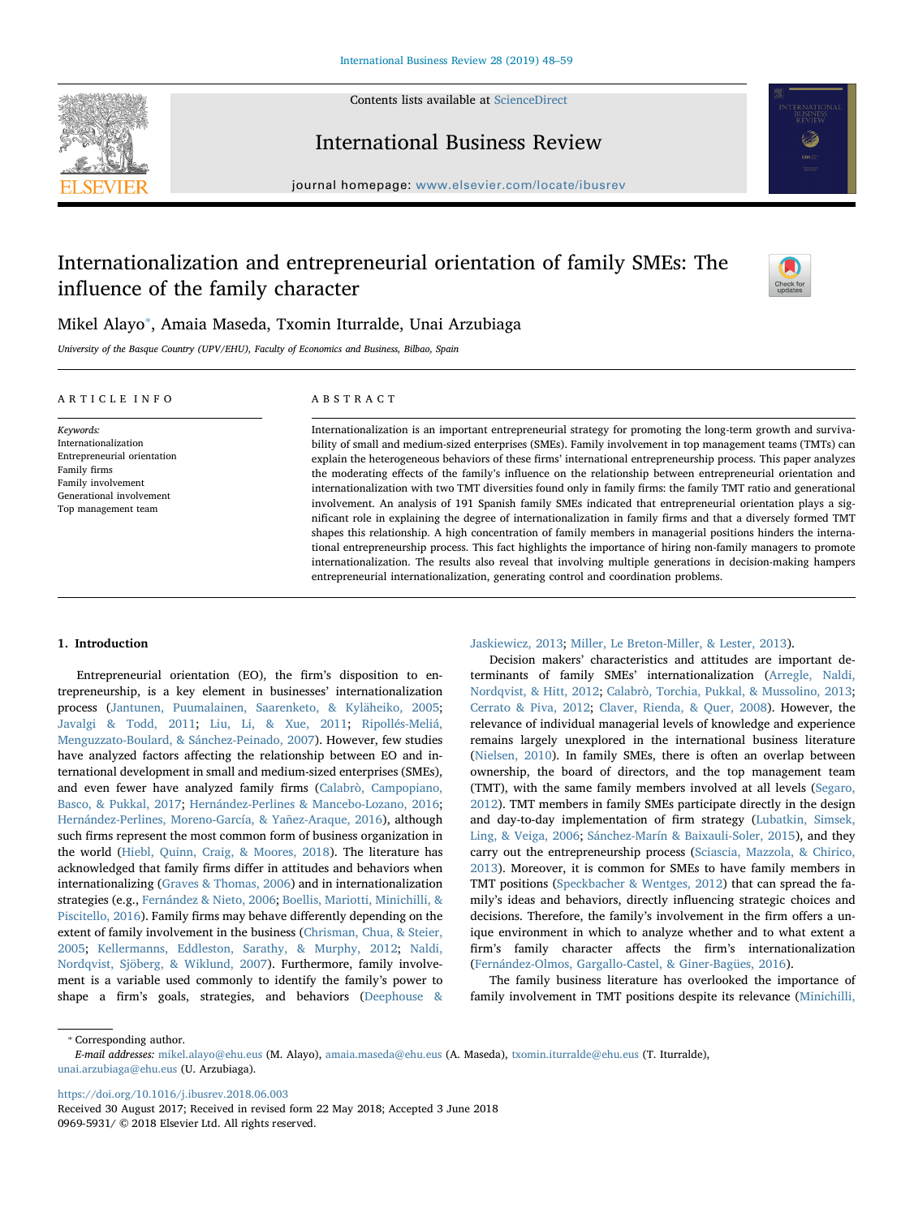# Internationalization and entrepreneurial orientation of family SMEs: The influence of the family character

Mikel Alayo*, Amaia Maseda, Txomin Iturralde, Unai Arzubiaga

*University of the Basque Country (UPV/EHU), Faculty of Economics and Business, Bilbao, Spain*

## ARTICLE INFO

*Keywords:*
Internationalization
Entrepreneurial orientation
Family firms
Family involvement
Generational involvement
Top management team

## ABSTRACT

Internationalization is an important entrepreneurial strategy for promoting the long-term growth and survivability of small and medium-sized enterprises (SMEs). Family involvement in top management teams (TMTs) can explain the heterogeneous behaviors of these firms' international entrepreneurship process. This paper analyzes the moderating effects of the family's influence on the relationship between entrepreneurial orientation and internationalization with two TMT diversities found only in family firms: the family TMT ratio and generational involvement. An analysis of 191 Spanish family SMEs indicated that entrepreneurial orientation plays a significant role in explaining the degree of internationalization in family firms and that a diversely formed TMT shapes this relationship. A high concentration of family members in managerial positions hinders the international entrepreneurship process. This fact highlights the importance of hiring non-family managers to promote internationalization. The results also reveal that involving multiple generations in decision-making hampers entrepreneurial internationalization, generating control and coordination problems.

## 1. Introduction

Entrepreneurial orientation (EO), the firm's disposition to entrepreneurship, is a key element in businesses' internationalization process (Jantunen, Puumalainen, Saarenketo, & Kyläheiko, 2005; Javalgi & Todd, 2011; Liu, Li, & Xue, 2011; Ripollés-Meliá, Menguzzato-Boulard, & Sánchez-Peinado, 2007). However, few studies have analyzed factors affecting the relationship between EO and international development in small and medium-sized enterprises (SMEs), and even fewer have analyzed family firms (Calabrò, Campopiano, Basco, & Pukkal, 2017; Hernández-Perlines & Mancebo-Lozano, 2016; Hernández-Perlines, Moreno-García, & Yañez-Araque, 2016), although such firms represent the most common form of business organization in the world (Hiebl, Quinn, Craig, & Moores, 2018). The literature has acknowledged that family firms differ in attitudes and behaviors when internationalizing (Graves & Thomas, 2006) and in internationalization strategies (e.g., Fernández & Nieto, 2006; Boellis, Mariotti, Minichilli, & Piscitello, 2016). Family firms may behave differently depending on the extent of family involvement in the business (Chrisman, Chua, & Steier, 2005; Kellermanns, Eddleston, Sarathy, & Murphy, 2012; Naldi, Nordqvist, Sjöberg, & Wiklund, 2007). Furthermore, family involvement is a variable used commonly to identify the family's power to shape a firm's goals, strategies, and behaviors (Deephouse & Jaskiewicz, 2013; Miller, Le Breton-Miller, & Lester, 2013).

Decision makers' characteristics and attitudes are important determinants of family SMEs' internationalization (Arregle, Naldi, Nordqvist, & Hitt, 2012; Calabrò, Torchia, Pukkal, & Mussolino, 2013; Cerrato & Piva, 2012; Claver, Rienda, & Quer, 2008). However, the relevance of individual managerial levels of knowledge and experience remains largely unexplored in the international business literature (Nielsen, 2010). In family SMEs, there is often an overlap between ownership, the board of directors, and the top management team (TMT), with the same family members involved at all levels (Segaro, 2012). TMT members in family SMEs participate directly in the design and day-to-day implementation of firm strategy (Lubatkin, Simsek, Ling, & Veiga, 2006; Sánchez-Marín & Baixauli-Soler, 2015), and they carry out the entrepreneurship process (Sciascia, Mazzola, & Chirico, 2013). Moreover, it is common for SMEs to have family members in TMT positions (Speckbacher & Wentges, 2012) that can spread the family's ideas and behaviors, directly influencing strategic choices and decisions. Therefore, the family's involvement in the firm offers a unique environment in which to analyze whether and to what extent a firm's family character affects the firm's internationalization (Fernández-Olmos, Gargallo-Castel, & Giner-Bagües, 2016).

The family business literature has overlooked the importance of family involvement in TMT positions despite its relevance (Minichilli,

* Corresponding author.
*E-mail addresses:* mikel.alayo@ehu.eus (M. Alayo), amaia.maseda@ehu.eus (A. Maseda), txomin.iturralde@ehu.eus (T. Iturralde), unai.arzubiaga@ehu.eus (U. Arzubiaga).

https://doi.org/10.1016/j.ibusrev.2018.06.003
Received 30 August 2017; Received in revised form 22 May 2018; Accepted 3 June 2018
0969-5931/ © 2018 Elsevier Ltd. All rights reserved.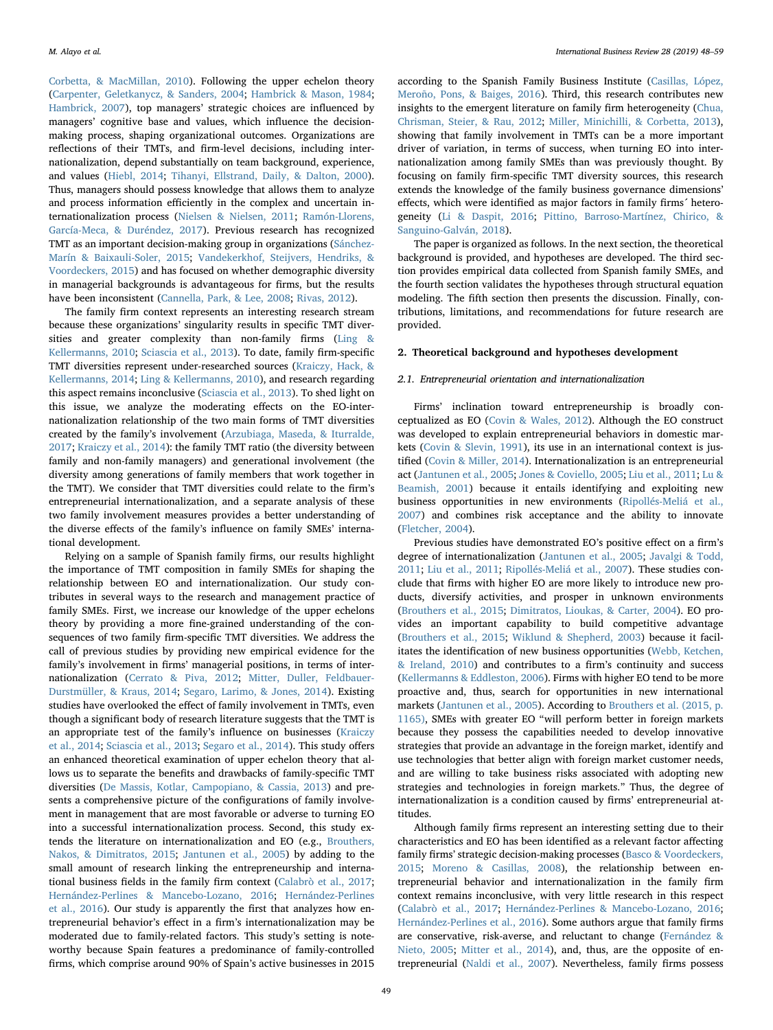Corbetta, & MacMillan, 2010). Following the upper echelon theory (Carpenter, Geletkanycz, & Sanders, 2004; Hambrick & Mason, 1984; Hambrick, 2007), top managers' strategic choices are influenced by managers' cognitive base and values, which influence the decision-making process, shaping organizational outcomes. Organizations are reflections of their TMTs, and firm-level decisions, including internationalization, depend substantially on team background, experience, and values (Hiebl, 2014; Tihanyi, Ellstrand, Daily, & Dalton, 2000). Thus, managers should possess knowledge that allows them to analyze and process information efficiently in the complex and uncertain internationalization process (Nielsen & Nielsen, 2011; Ramón-Llorens, García-Meca, & Duréndez, 2017). Previous research has recognized TMT as an important decision-making group in organizations (Sánchez-Marín & Baixauli-Soler, 2015; Vandekerkhof, Steijvers, Hendriks, & Voordeckers, 2015) and has focused on whether demographic diversity in managerial backgrounds is advantageous for firms, but the results have been inconsistent (Cannella, Park, & Lee, 2008; Rivas, 2012).

The family firm context represents an interesting research stream because these organizations' singularity results in specific TMT diversities and greater complexity than non-family firms (Ling & Kellermanns, 2010; Sciascia et al., 2013). To date, family firm-specific TMT diversities represent under-researched sources (Kraiczy, Hack, & Kellermanns, 2014; Ling & Kellermanns, 2010), and research regarding this aspect remains inconclusive (Sciascia et al., 2013). To shed light on this issue, we analyze the moderating effects on the EO-internationalization relationship of the two main forms of TMT diversities created by the family's involvement (Arzubiaga, Maseda, & Iturralde, 2017; Kraiczy et al., 2014): the family TMT ratio (the diversity between family and non-family managers) and generational involvement (the diversity among generations of family members that work together in the TMT). We consider that TMT diversities could relate to the firm's entrepreneurial internationalization, and a separate analysis of these two family involvement measures provides a better understanding of the diverse effects of the family's influence on family SMEs' international development.

Relying on a sample of Spanish family firms, our results highlight the importance of TMT composition in family SMEs for shaping the relationship between EO and internationalization. Our study contributes in several ways to the research and management practice of family SMEs. First, we increase our knowledge of the upper echelons theory by providing a more fine-grained understanding of the consequences of two family firm-specific TMT diversities. We address the call of previous studies by providing new empirical evidence for the family's involvement in firms' managerial positions, in terms of internationalization (Cerrato & Piva, 2012; Mitter, Duller, Feldbauer-Durstmüller, & Kraus, 2014; Segaro, Larimo, & Jones, 2014). Existing studies have overlooked the effect of family involvement in TMTs, even though a significant body of research literature suggests that the TMT is an appropriate test of the family's influence on businesses (Kraiczy et al., 2014; Sciascia et al., 2013; Segaro et al., 2014). This study offers an enhanced theoretical examination of upper echelon theory that allows us to separate the benefits and drawbacks of family-specific TMT diversities (De Massis, Kotlar, Campopiano, & Cassia, 2013) and presents a comprehensive picture of the configurations of family involvement in management that are most favorable or adverse to turning EO into a successful internationalization process. Second, this study extends the literature on internationalization and EO (e.g., Brouthers, Nakos, & Dimitratos, 2015; Jantunen et al., 2005) by adding to the small amount of research linking the entrepreneurship and international business fields in the family firm context (Calabrò et al., 2017; Hernández-Perlines & Mancebo-Lozano, 2016; Hernández-Perlines et al., 2016). Our study is apparently the first that analyzes how entrepreneurial behavior's effect in a firm's internationalization may be moderated due to family-related factors. This study's setting is noteworthy because Spain features a predominance of family-controlled firms, which comprise around 90% of Spain's active businesses in 2015 according to the Spanish Family Business Institute (Casillas, López, Meroño, Pons, & Baiges, 2016). Third, this research contributes new insights to the emergent literature on family firm heterogeneity (Chua, Chrisman, Steier, & Rau, 2012; Miller, Minichilli, & Corbetta, 2013), showing that family involvement in TMTs can be a more important driver of variation, in terms of success, when turning EO into internationalization among family SMEs than was previously thought. By focusing on family firm-specific TMT diversity sources, this research extends the knowledge of the family business governance dimensions' effects, which were identified as major factors in family firms´ heterogeneity (Li & Daspit, 2016; Pittino, Barroso-Martínez, Chirico, & Sanguino-Galván, 2018).

The paper is organized as follows. In the next section, the theoretical background is provided, and hypotheses are developed. The third section provides empirical data collected from Spanish family SMEs, and the fourth section validates the hypotheses through structural equation modeling. The fifth section then presents the discussion. Finally, contributions, limitations, and recommendations for future research are provided.

## 2. Theoretical background and hypotheses development

### 2.1. Entrepreneurial orientation and internationalization

Firms' inclination toward entrepreneurship is broadly conceptualized as EO (Covin & Wales, 2012). Although the EO construct was developed to explain entrepreneurial behaviors in domestic markets (Covin & Slevin, 1991), its use in an international context is justified (Covin & Miller, 2014). Internationalization is an entrepreneurial act (Jantunen et al., 2005; Jones & Coviello, 2005; Liu et al., 2011; Lu & Beamish, 2001) because it entails identifying and exploiting new business opportunities in new environments (Ripollés-Meliá et al., 2007) and combines risk acceptance and the ability to innovate (Fletcher, 2004).

Previous studies have demonstrated EO's positive effect on a firm's degree of internationalization (Jantunen et al., 2005; Javalgi & Todd, 2011; Liu et al., 2011; Ripollés-Meliá et al., 2007). These studies conclude that firms with higher EO are more likely to introduce new products, diversify activities, and prosper in unknown environments (Brouthers et al., 2015; Dimitratos, Lioukas, & Carter, 2004). EO provides an important capability to build competitive advantage (Brouthers et al., 2015; Wiklund & Shepherd, 2003) because it facilitates the identification of new business opportunities (Webb, Ketchen, & Ireland, 2010) and contributes to a firm's continuity and success (Kellermanns & Eddleston, 2006). Firms with higher EO tend to be more proactive and, thus, search for opportunities in new international markets (Jantunen et al., 2005). According to Brouthers et al. (2015, p. 1165), SMEs with greater EO "will perform better in foreign markets because they possess the capabilities needed to develop innovative strategies that provide an advantage in the foreign market, identify and use technologies that better align with foreign market customer needs, and are willing to take business risks associated with adopting new strategies and technologies in foreign markets." Thus, the degree of internationalization is a condition caused by firms' entrepreneurial attitudes.

Although family firms represent an interesting setting due to their characteristics and EO has been identified as a relevant factor affecting family firms' strategic decision-making processes (Basco & Voordeckers, 2015; Moreno & Casillas, 2008), the relationship between entrepreneurial behavior and internationalization in the family firm context remains inconclusive, with very little research in this respect (Calabrò et al., 2017; Hernández-Perlines & Mancebo-Lozano, 2016; Hernández-Perlines et al., 2016). Some authors argue that family firms are conservative, risk-averse, and reluctant to change (Fernández & Nieto, 2005; Mitter et al., 2014), and, thus, are the opposite of entrepreneurial (Naldi et al., 2007). Nevertheless, family firms possess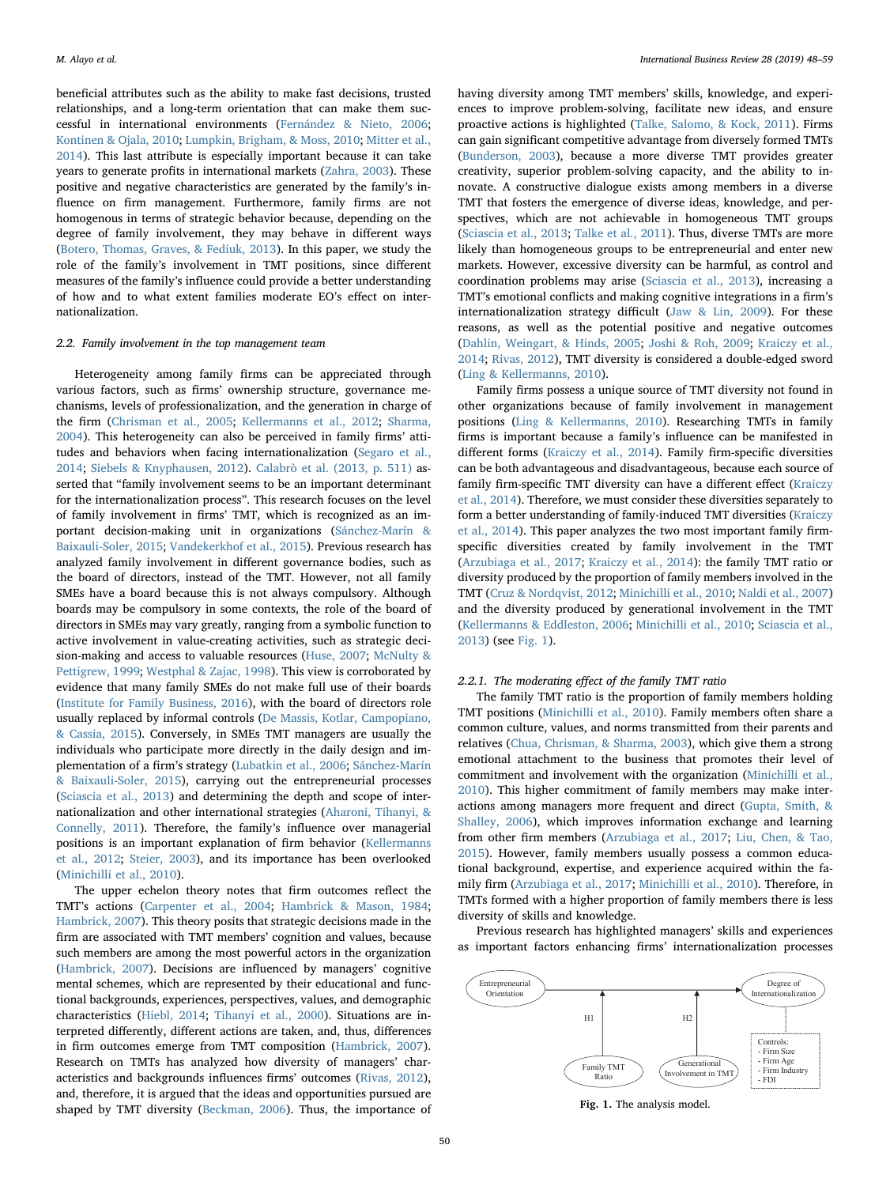beneficial attributes such as the ability to make fast decisions, trusted relationships, and a long-term orientation that can make them successful in international environments (Fernández & Nieto, 2006; Kontinen & Ojala, 2010; Lumpkin, Brigham, & Moss, 2010; Mitter et al., 2014). This last attribute is especially important because it can take years to generate profits in international markets (Zahra, 2003). These positive and negative characteristics are generated by the family's influence on firm management. Furthermore, family firms are not homogenous in terms of strategic behavior because, depending on the degree of family involvement, they may behave in different ways (Botero, Thomas, Graves, & Fediuk, 2013). In this paper, we study the role of the family's involvement in TMT positions, since different measures of the family's influence could provide a better understanding of how and to what extent families moderate EO's effect on internationalization.

### 2.2. Family involvement in the top management team

Heterogeneity among family firms can be appreciated through various factors, such as firms' ownership structure, governance mechanisms, levels of professionalization, and the generation in charge of the firm (Chrisman et al., 2005; Kellermanns et al., 2012; Sharma, 2004). This heterogeneity can also be perceived in family firms' attitudes and behaviors when facing internationalization (Segaro et al., 2014; Siebels & Knyphausen, 2012). Calabrò et al. (2013, p. 511) asserted that "family involvement seems to be an important determinant for the internationalization process". This research focuses on the level of family involvement in firms' TMT, which is recognized as an important decision-making unit in organizations (Sánchez-Marín & Baixauli-Soler, 2015; Vandekerkhof et al., 2015). Previous research has analyzed family involvement in different governance bodies, such as the board of directors, instead of the TMT. However, not all family SMEs have a board because this is not always compulsory. Although boards may be compulsory in some contexts, the role of the board of directors in SMEs may vary greatly, ranging from a symbolic function to active involvement in value-creating activities, such as strategic decision-making and access to valuable resources (Huse, 2007; McNulty & Pettigrew, 1999; Westphal & Zajac, 1998). This view is corroborated by evidence that many family SMEs do not make full use of their boards (Institute for Family Business, 2016), with the board of directors role usually replaced by informal controls (De Massis, Kotlar, Campopiano, & Cassia, 2015). Conversely, in SMEs TMT managers are usually the individuals who participate more directly in the daily design and implementation of a firm's strategy (Lubatkin et al., 2006; Sánchez-Marín & Baixauli-Soler, 2015), carrying out the entrepreneurial processes (Sciascia et al., 2013) and determining the depth and scope of internationalization and other international strategies (Aharoni, Tihanyi, & Connelly, 2011). Therefore, the family's influence over managerial positions is an important explanation of firm behavior (Kellermanns et al., 2012; Steier, 2003), and its importance has been overlooked (Minichilli et al., 2010).

The upper echelon theory notes that firm outcomes reflect the TMT's actions (Carpenter et al., 2004; Hambrick & Mason, 1984; Hambrick, 2007). This theory posits that strategic decisions made in the firm are associated with TMT members' cognition and values, because such members are among the most powerful actors in the organization (Hambrick, 2007). Decisions are influenced by managers' cognitive mental schemes, which are represented by their educational and functional backgrounds, experiences, perspectives, values, and demographic characteristics (Hiebl, 2014; Tihanyi et al., 2000). Situations are interpreted differently, different actions are taken, and, thus, differences in firm outcomes emerge from TMT composition (Hambrick, 2007). Research on TMTs has analyzed how diversity of managers' characteristics and backgrounds influences firms' outcomes (Rivas, 2012), and, therefore, it is argued that the ideas and opportunities pursued are shaped by TMT diversity (Beckman, 2006). Thus, the importance of having diversity among TMT members' skills, knowledge, and experiences to improve problem-solving, facilitate new ideas, and ensure proactive actions is highlighted (Talke, Salomo, & Kock, 2011). Firms can gain significant competitive advantage from diversely formed TMTs (Bunderson, 2003), because a more diverse TMT provides greater creativity, superior problem-solving capacity, and the ability to innovate. A constructive dialogue exists among members in a diverse TMT that fosters the emergence of diverse ideas, knowledge, and perspectives, which are not achievable in homogeneous TMT groups (Sciascia et al., 2013; Talke et al., 2011). Thus, diverse TMTs are more likely than homogeneous groups to be entrepreneurial and enter new markets. However, excessive diversity can be harmful, as control and coordination problems may arise (Sciascia et al., 2013), increasing a TMT's emotional conflicts and making cognitive integrations in a firm's internationalization strategy difficult (Jaw & Lin, 2009). For these reasons, as well as the potential positive and negative outcomes (Dahlin, Weingart, & Hinds, 2005; Joshi & Roh, 2009; Kraiczy et al., 2014; Rivas, 2012), TMT diversity is considered a double-edged sword (Ling & Kellermanns, 2010).

Family firms possess a unique source of TMT diversity not found in other organizations because of family involvement in management positions (Ling & Kellermanns, 2010). Researching TMTs in family firms is important because a family's influence can be manifested in different forms (Kraiczy et al., 2014). Family firm-specific diversities can be both advantageous and disadvantageous, because each source of family firm-specific TMT diversity can have a different effect (Kraiczy et al., 2014). Therefore, we must consider these diversities separately to form a better understanding of family-induced TMT diversities (Kraiczy et al., 2014). This paper analyzes the two most important family firm-specific diversities created by family involvement in the TMT (Arzubiaga et al., 2017; Kraiczy et al., 2014): the family TMT ratio or diversity produced by the proportion of family members involved in the TMT (Cruz & Nordqvist, 2012; Minichilli et al., 2010; Naldi et al., 2007) and the diversity produced by generational involvement in the TMT (Kellermanns & Eddleston, 2006; Minichilli et al., 2010; Sciascia et al., 2013) (see Fig. 1).

#### 2.2.1. The moderating effect of the family TMT ratio

The family TMT ratio is the proportion of family members holding TMT positions (Minichilli et al., 2010). Family members often share a common culture, values, and norms transmitted from their parents and relatives (Chua, Chrisman, & Sharma, 2003), which give them a strong emotional attachment to the business that promotes their level of commitment and involvement with the organization (Minichilli et al., 2010). This higher commitment of family members may make interactions among managers more frequent and direct (Gupta, Smith, & Shalley, 2006), which improves information exchange and learning from other firm members (Arzubiaga et al., 2017; Liu, Chen, & Tao, 2015). However, family members usually possess a common educational background, expertise, and experience acquired within the family firm (Arzubiaga et al., 2017; Minichilli et al., 2010). Therefore, in TMTs formed with a higher proportion of family members there is less diversity of skills and knowledge.

Previous research has highlighted managers' skills and experiences as important factors enhancing firms' internationalization processes

**Fig. 1.** The analysis model.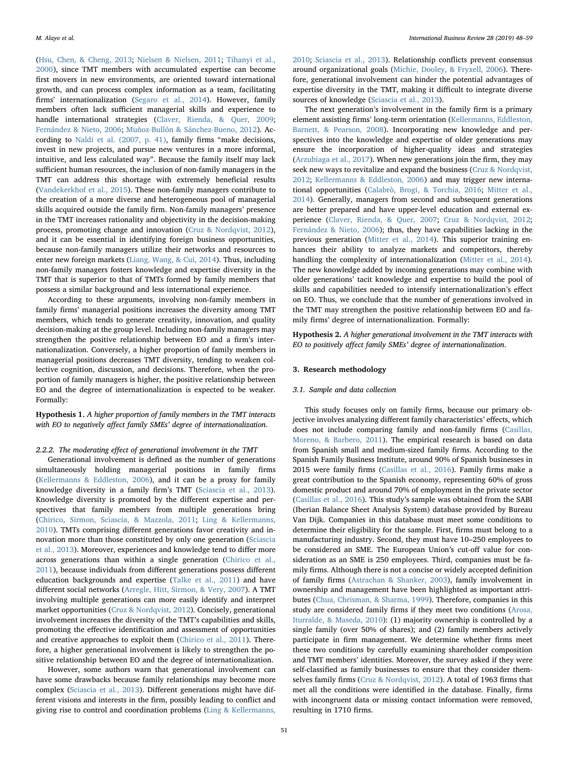(Hsu, Chen, & Cheng, 2013; Nielsen & Nielsen, 2011; Tihanyi et al., 2000), since TMT members with accumulated expertise can become first movers in new environments, are oriented toward international growth, and can process complex information as a team, facilitating firms' internationalization (Segaro et al., 2014). However, family members often lack sufficient managerial skills and experience to handle international strategies (Claver, Rienda, & Quer, 2009; Fernández & Nieto, 2006; Muñoz-Bullón & Sánchez-Bueno, 2012). According to Naldi et al. (2007, p. 41), family firms "make decisions, invest in new projects, and pursue new ventures in a more informal, intuitive, and less calculated way". Because the family itself may lack sufficient human resources, the inclusion of non-family managers in the TMT can address this shortage with extremely beneficial results (Vandekerkhof et al., 2015). These non-family managers contribute to the creation of a more diverse and heterogeneous pool of managerial skills acquired outside the family firm. Non-family managers' presence in the TMT increases rationality and objectivity in the decision-making process, promoting change and innovation (Cruz & Nordqvist, 2012), and it can be essential in identifying foreign business opportunities, because non-family managers utilize their networks and resources to enter new foreign markets (Liang, Wang, & Cui, 2014). Thus, including non-family managers fosters knowledge and expertise diversity in the TMT that is superior to that of TMTs formed by family members that possess a similar background and less international experience.

According to these arguments, involving non-family members in family firms' managerial positions increases the diversity among TMT members, which tends to generate creativity, innovation, and quality decision-making at the group level. Including non-family managers may strengthen the positive relationship between EO and a firm's internationalization. Conversely, a higher proportion of family members in managerial positions decreases TMT diversity, tending to weaken collective cognition, discussion, and decisions. Therefore, when the proportion of family managers is higher, the positive relationship between EO and the degree of internationalization is expected to be weaker. Formally:

**Hypothesis 1.** *A higher proportion of family members in the TMT interacts with EO to negatively affect family SMEs' degree of internationalization.*

#### 2.2.2. The moderating effect of generational involvement in the TMT

Generational involvement is defined as the number of generations simultaneously holding managerial positions in family firms (Kellermanns & Eddleston, 2006), and it can be a proxy for family knowledge diversity in a family firm's TMT (Sciascia et al., 2013). Knowledge diversity is promoted by the different expertise and perspectives that family members from multiple generations bring (Chirico, Sirmon, Sciascia, & Mazzola, 2011; Ling & Kellermanns, 2010). TMTs comprising different generations favor creativity and innovation more than those constituted by only one generation (Sciascia et al., 2013). Moreover, experiences and knowledge tend to differ more across generations than within a single generation (Chirico et al., 2011), because individuals from different generations possess different education backgrounds and expertise (Talke et al., 2011) and have different social networks (Arregle, Hitt, Sirmon, & Very, 2007). A TMT involving multiple generations can more easily identify and interpret market opportunities (Cruz & Nordqvist, 2012). Concisely, generational involvement increases the diversity of the TMT's capabilities and skills, promoting the effective identification and assessment of opportunities and creative approaches to exploit them (Chirico et al., 2011). Therefore, a higher generational involvement is likely to strengthen the positive relationship between EO and the degree of internationalization.

However, some authors warn that generational involvement can have some drawbacks because family relationships may become more complex (Sciascia et al., 2013). Different generations might have different visions and interests in the firm, possibly leading to conflict and giving rise to control and coordination problems (Ling & Kellermanns, 2010; Sciascia et al., 2013). Relationship conflicts prevent consensus around organizational goals (Michie, Dooley, & Fryxell, 2006). Therefore, generational involvement can hinder the potential advantages of expertise diversity in the TMT, making it difficult to integrate diverse sources of knowledge (Sciascia et al., 2013).

The next generation's involvement in the family firm is a primary element assisting firms' long-term orientation (Kellermanns, Eddleston, Barnett, & Pearson, 2008). Incorporating new knowledge and perspectives into the knowledge and expertise of older generations may ensure the incorporation of higher-quality ideas and strategies (Arzubiaga et al., 2017). When new generations join the firm, they may seek new ways to revitalize and expand the business (Cruz & Nordqvist, 2012; Kellermanns & Eddleston, 2006) and may trigger new international opportunities (Calabrò, Brogi, & Torchia, 2016; Mitter et al., 2014). Generally, managers from second and subsequent generations are better prepared and have upper-level education and external experience (Claver, Rienda, & Quer, 2007; Cruz & Nordqvist, 2012; Fernández & Nieto, 2006); thus, they have capabilities lacking in the previous generation (Mitter et al., 2014). This superior training enhances their ability to analyze markets and competitors, thereby handling the complexity of internationalization (Mitter et al., 2014). The new knowledge added by incoming generations may combine with older generations' tacit knowledge and expertise to build the pool of skills and capabilities needed to intensify internationalization's effect on EO. Thus, we conclude that the number of generations involved in the TMT may strengthen the positive relationship between EO and family firms' degree of internationalization. Formally:

**Hypothesis 2.** *A higher generational involvement in the TMT interacts with EO to positively affect family SMEs' degree of internationalization.*

## 3. Research methodology

### 3.1. Sample and data collection

This study focuses only on family firms, because our primary objective involves analyzing different family characteristics' effects, which does not include comparing family and non-family firms (Casillas, Moreno, & Barbero, 2011). The empirical research is based on data from Spanish small and medium-sized family firms. According to the Spanish Family Business Institute, around 90% of Spanish businesses in 2015 were family firms (Casillas et al., 2016). Family firms make a great contribution to the Spanish economy, representing 60% of gross domestic product and around 70% of employment in the private sector (Casillas et al., 2016). This study's sample was obtained from the SABI (Iberian Balance Sheet Analysis System) database provided by Bureau Van Dijk. Companies in this database must meet some conditions to determine their eligibility for the sample. First, firms must belong to a manufacturing industry. Second, they must have 10–250 employees to be considered an SME. The European Union's cut-off value for consideration as an SME is 250 employees. Third, companies must be family firms. Although there is not a concise or widely accepted definition of family firms (Astrachan & Shanker, 2003), family involvement in ownership and management have been highlighted as important attributes (Chua, Chrisman, & Sharma, 1999). Therefore, companies in this study are considered family firms if they meet two conditions (Arosa, Iturralde, & Maseda, 2010): (1) majority ownership is controlled by a single family (over 50% of shares); and (2) family members actively participate in firm management. We determine whether firms meet these two conditions by carefully examining shareholder composition and TMT members' identities. Moreover, the survey asked if they were self-classified as family businesses to ensure that they consider themselves family firms (Cruz & Nordqvist, 2012). A total of 1963 firms that met all the conditions were identified in the database. Finally, firms with incongruent data or missing contact information were removed, resulting in 1710 firms.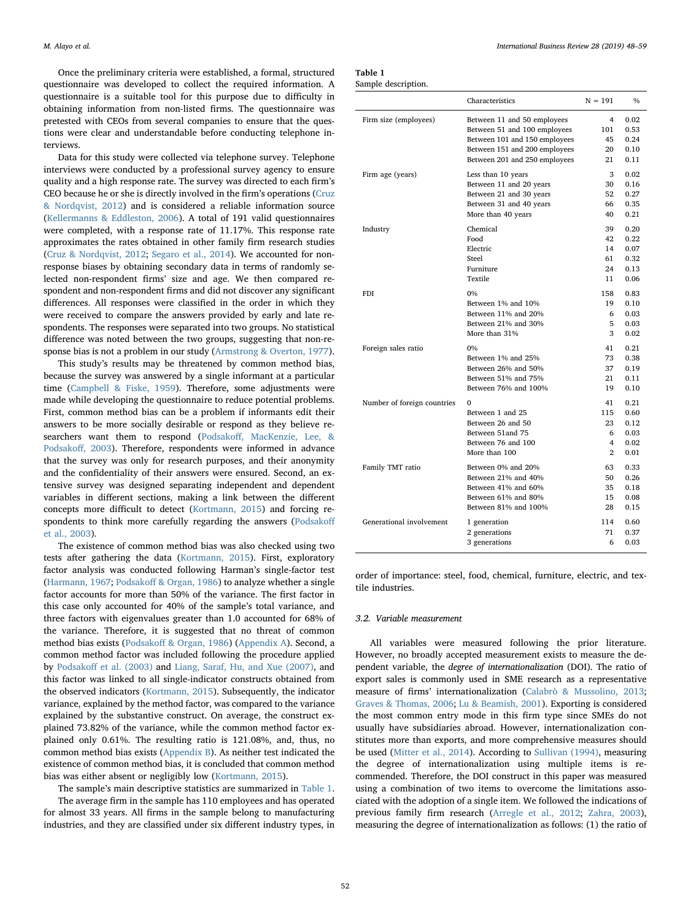Once the preliminary criteria were established, a formal, structured questionnaire was developed to collect the required information. A questionnaire is a suitable tool for this purpose due to difficulty in obtaining information from non-listed firms. The questionnaire was pretested with CEOs from several companies to ensure that the questions were clear and understandable before conducting telephone interviews.

Data for this study were collected via telephone survey. Telephone interviews were conducted by a professional survey agency to ensure quality and a high response rate. The survey was directed to each firm's CEO because he or she is directly involved in the firm's operations (Cruz & Nordqvist, 2012) and is considered a reliable information source (Kellermanns & Eddleston, 2006). A total of 191 valid questionnaires were completed, with a response rate of 11.17%. This response rate approximates the rates obtained in other family firm research studies (Cruz & Nordqvist, 2012; Segaro et al., 2014). We accounted for non-response biases by obtaining secondary data in terms of randomly selected non-respondent firms' size and age. We then compared respondent and non-respondent firms and did not discover any significant differences. All responses were classified in the order in which they were received to compare the answers provided by early and late respondents. The responses were separated into two groups. No statistical difference was noted between the two groups, suggesting that non-response bias is not a problem in our study (Armstrong & Overton, 1977).

This study's results may be threatened by common method bias, because the survey was answered by a single informant at a particular time (Campbell & Fiske, 1959). Therefore, some adjustments were made while developing the questionnaire to reduce potential problems. First, common method bias can be a problem if informants edit their answers to be more socially desirable or respond as they believe researchers want them to respond (Podsakoff, MacKenzie, Lee, & Podsakoff, 2003). Therefore, respondents were informed in advance that the survey was only for research purposes, and their anonymity and the confidentiality of their answers were ensured. Second, an extensive survey was designed separating independent and dependent variables in different sections, making a link between the different concepts more difficult to detect (Kortmann, 2015) and forcing respondents to think more carefully regarding the answers (Podsakoff et al., 2003).

The existence of common method bias was also checked using two tests after gathering the data (Kortmann, 2015). First, exploratory factor analysis was conducted following Harman's single-factor test (Harmann, 1967; Podsakoff & Organ, 1986) to analyze whether a single factor accounts for more than 50% of the variance. The first factor in this case only accounted for 40% of the sample's total variance, and three factors with eigenvalues greater than 1.0 accounted for 68% of the variance. Therefore, it is suggested that no threat of common method bias exists (Podsakoff & Organ, 1986) (Appendix A). Second, a common method factor was included following the procedure applied by Podsakoff et al. (2003) and Liang, Saraf, Hu, and Xue (2007), and this factor was linked to all single-indicator constructs obtained from the observed indicators (Kortmann, 2015). Subsequently, the indicator variance, explained by the method factor, was compared to the variance explained by the substantive construct. On average, the construct explained 73.82% of the variance, while the common method factor explained only 0.61%. The resulting ratio is 121.08%, and, thus, no common method bias exists (Appendix B). As neither test indicated the existence of common method bias, it is concluded that common method bias was either absent or negligibly low (Kortmann, 2015).

The sample's main descriptive statistics are summarized in Table 1.

The average firm in the sample has 110 employees and has operated for almost 33 years. All firms in the sample belong to manufacturing industries, and they are classified under six different industry types, in order of importance: steel, food, chemical, furniture, electric, and textile industries.

**Table 1**
Sample description.

| | Characteristics | N = 191 | % |
|---|---|---|---|
| Firm size (employees) | Between 11 and 50 employees | 4 | 0.02 |
| | Between 51 and 100 employees | 101 | 0.53 |
| | Between 101 and 150 employees | 45 | 0.24 |
| | Between 151 and 200 employees | 20 | 0.10 |
| | Between 201 and 250 employees | 21 | 0.11 |
| Firm age (years) | Less than 10 years | 3 | 0.02 |
| | Between 11 and 20 years | 30 | 0.16 |
| | Between 21 and 30 years | 52 | 0.27 |
| | Between 31 and 40 years | 66 | 0.35 |
| | More than 40 years | 40 | 0.21 |
| Industry | Chemical | 39 | 0.20 |
| | Food | 42 | 0.22 |
| | Electric | 14 | 0.07 |
| | Steel | 61 | 0.32 |
| | Furniture | 24 | 0.13 |
| | Textile | 11 | 0.06 |
| FDI | 0% | 158 | 0.83 |
| | Between 1% and 10% | 19 | 0.10 |
| | Between 11% and 20% | 6 | 0.03 |
| | Between 21% and 30% | 5 | 0.03 |
| | More than 31% | 3 | 0.02 |
| Foreign sales ratio | 0% | 41 | 0.21 |
| | Between 1% and 25% | 73 | 0.38 |
| | Between 26% and 50% | 37 | 0.19 |
| | Between 51% and 75% | 21 | 0.11 |
| | Between 76% and 100% | 19 | 0.10 |
| Number of foreign countries | 0 | 41 | 0.21 |
| | Between 1 and 25 | 115 | 0.60 |
| | Between 26 and 50 | 23 | 0.12 |
| | Between 51and 75 | 6 | 0.03 |
| | Between 76 and 100 | 4 | 0.02 |
| | More than 100 | 2 | 0.01 |
| Family TMT ratio | Between 0% and 20% | 63 | 0.33 |
| | Between 21% and 40% | 50 | 0.26 |
| | Between 41% and 60% | 35 | 0.18 |
| | Between 61% and 80% | 15 | 0.08 |
| | Between 81% and 100% | 28 | 0.15 |
| Generational involvement | 1 generation | 114 | 0.60 |
| | 2 generations | 71 | 0.37 |
| | 3 generations | 6 | 0.03 |

### 3.2. Variable measurement

All variables were measured following the prior literature. However, no broadly accepted measurement exists to measure the dependent variable, the *degree of internationalization* (DOI). The ratio of export sales is commonly used in SME research as a representative measure of firms' internationalization (Calabrò & Mussolino, 2013; Graves & Thomas, 2006; Lu & Beamish, 2001). Exporting is considered the most common entry mode in this firm type since SMEs do not usually have subsidiaries abroad. However, internationalization constitutes more than exports, and more comprehensive measures should be used (Mitter et al., 2014). According to Sullivan (1994), measuring the degree of internationalization using multiple items is recommended. Therefore, the DOI construct in this paper was measured using a combination of two items to overcome the limitations associated with the adoption of a single item. We followed the indications of previous family firm research (Arregle et al., 2012; Zahra, 2003), measuring the degree of internationalization as follows: (1) the ratio of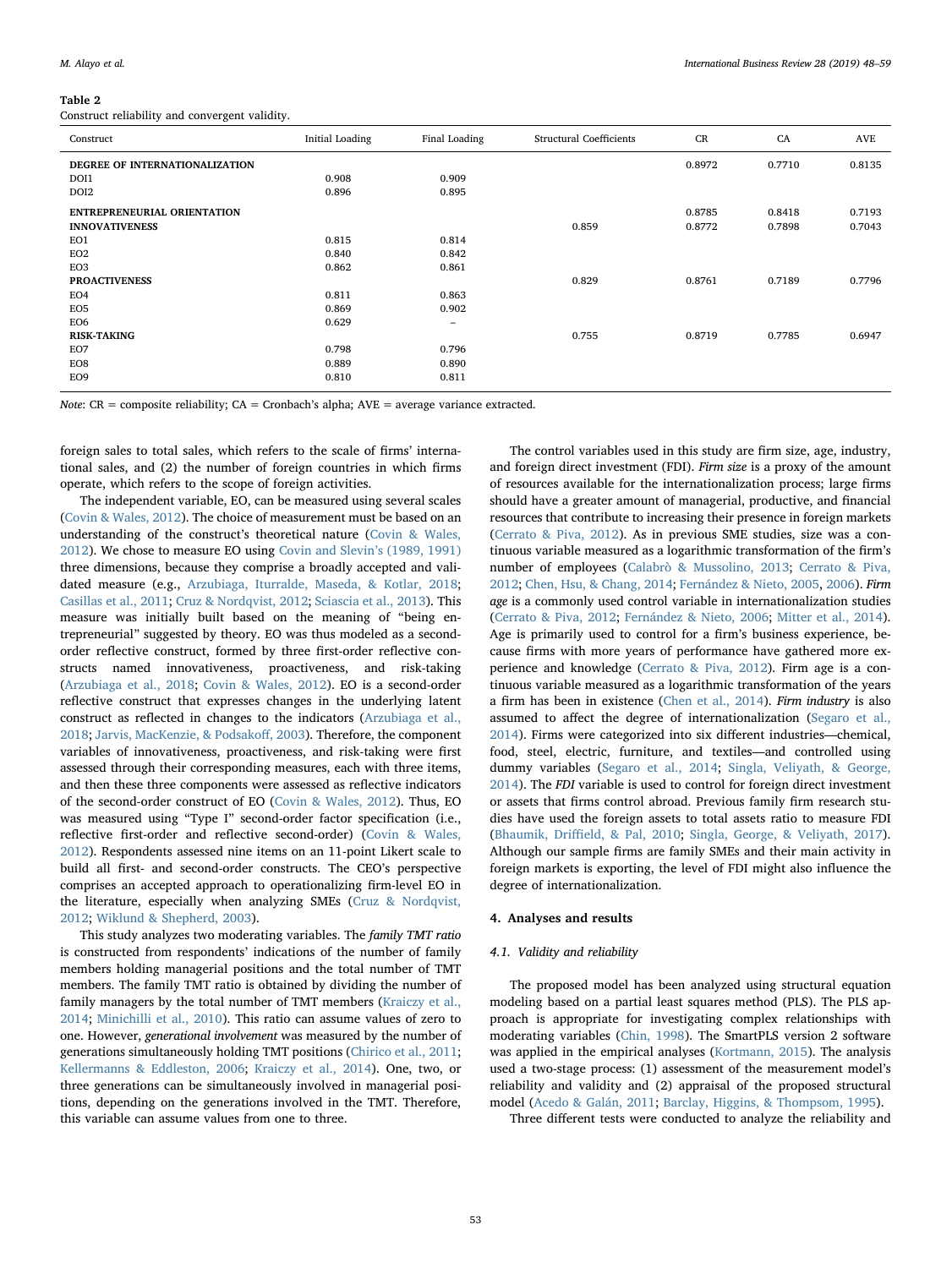**Table 2**
Construct reliability and convergent validity.

| Construct | Initial Loading | Final Loading | Structural Coefficients | CR | CA | AVE |
|---|---|---|---|---|---|---|
| **DEGREE OF INTERNATIONALIZATION** | | | | 0.8972 | 0.7710 | 0.8135 |
| DOI1 | 0.908 | 0.909 | | | | |
| DOI2 | 0.896 | 0.895 | | | | |
| **ENTREPRENEURIAL ORIENTATION** | | | | 0.8785 | 0.8418 | 0.7193 |
| **INNOVATIVENESS** | | | 0.859 | 0.8772 | 0.7898 | 0.7043 |
| EO1 | 0.815 | 0.814 | | | | |
| EO2 | 0.840 | 0.842 | | | | |
| EO3 | 0.862 | 0.861 | | | | |
| **PROACTIVENESS** | | | 0.829 | 0.8761 | 0.7189 | 0.7796 |
| EO4 | 0.811 | 0.863 | | | | |
| EO5 | 0.869 | 0.902 | | | | |
| EO6 | 0.629 | – | | | | |
| **RISK-TAKING** | | | 0.755 | 0.8719 | 0.7785 | 0.6947 |
| EO7 | 0.798 | 0.796 | | | | |
| EO8 | 0.889 | 0.890 | | | | |
| EO9 | 0.810 | 0.811 | | | | |

*Note*: CR = composite reliability; CA = Cronbach's alpha; AVE = average variance extracted.

foreign sales to total sales, which refers to the scale of firms' international sales, and (2) the number of foreign countries in which firms operate, which refers to the scope of foreign activities.

The independent variable, EO, can be measured using several scales (Covin & Wales, 2012). The choice of measurement must be based on an understanding of the construct's theoretical nature (Covin & Wales, 2012). We chose to measure EO using Covin and Slevin's (1989, 1991) three dimensions, because they comprise a broadly accepted and validated measure (e.g., Arzubiaga, Iturralde, Maseda, & Kotlar, 2018; Casillas et al., 2011; Cruz & Nordqvist, 2012; Sciascia et al., 2013). This measure was initially built based on the meaning of "being entrepreneurial" suggested by theory. EO was thus modeled as a second-order reflective construct, formed by three first-order reflective constructs named innovativeness, proactiveness, and risk-taking (Arzubiaga et al., 2018; Covin & Wales, 2012). EO is a second-order reflective construct that expresses changes in the underlying latent construct as reflected in changes to the indicators (Arzubiaga et al., 2018; Jarvis, MacKenzie, & Podsakoff, 2003). Therefore, the component variables of innovativeness, proactiveness, and risk-taking were first assessed through their corresponding measures, each with three items, and then these three components were assessed as reflective indicators of the second-order construct of EO (Covin & Wales, 2012). Thus, EO was measured using "Type I" second-order factor specification (i.e., reflective first-order and reflective second-order) (Covin & Wales, 2012). Respondents assessed nine items on an 11-point Likert scale to build all first- and second-order constructs. The CEO's perspective comprises an accepted approach to operationalizing firm-level EO in the literature, especially when analyzing SMEs (Cruz & Nordqvist, 2012; Wiklund & Shepherd, 2003).

This study analyzes two moderating variables. The *family TMT ratio* is constructed from respondents' indications of the number of family members holding managerial positions and the total number of TMT members. The family TMT ratio is obtained by dividing the number of family managers by the total number of TMT members (Kraiczy et al., 2014; Minichilli et al., 2010). This ratio can assume values of zero to one. However, *generational involvement* was measured by the number of generations simultaneously holding TMT positions (Chirico et al., 2011; Kellermanns & Eddleston, 2006; Kraiczy et al., 2014). One, two, or three generations can be simultaneously involved in managerial positions, depending on the generations involved in the TMT. Therefore, this variable can assume values from one to three.

The control variables used in this study are firm size, age, industry, and foreign direct investment (FDI). *Firm size* is a proxy of the amount of resources available for the internationalization process; large firms should have a greater amount of managerial, productive, and financial resources that contribute to increasing their presence in foreign markets (Cerrato & Piva, 2012). As in previous SME studies, size was a continuous variable measured as a logarithmic transformation of the firm's number of employees (Calabrò & Mussolino, 2013; Cerrato & Piva, 2012; Chen, Hsu, & Chang, 2014; Fernández & Nieto, 2005, 2006). *Firm age* is a commonly used control variable in internationalization studies (Cerrato & Piva, 2012; Fernández & Nieto, 2006; Mitter et al., 2014). Age is primarily used to control for a firm's business experience, because firms with more years of performance have gathered more experience and knowledge (Cerrato & Piva, 2012). Firm age is a continuous variable measured as a logarithmic transformation of the years a firm has been in existence (Chen et al., 2014). *Firm industry* is also assumed to affect the degree of internationalization (Segaro et al., 2014). Firms were categorized into six different industries—chemical, food, steel, electric, furniture, and textiles—and controlled using dummy variables (Segaro et al., 2014; Singla, Veliyath, & George, 2014). The *FDI* variable is used to control for foreign direct investment or assets that firms control abroad. Previous family firm research studies have used the foreign assets to total assets ratio to measure FDI (Bhaumik, Driffield, & Pal, 2010; Singla, George, & Veliyath, 2017). Although our sample firms are family SMEs and their main activity in foreign markets is exporting, the level of FDI might also influence the degree of internationalization.

## 4. Analyses and results

### 4.1. Validity and reliability

The proposed model has been analyzed using structural equation modeling based on a partial least squares method (PLS). The PLS approach is appropriate for investigating complex relationships with moderating variables (Chin, 1998). The SmartPLS version 2 software was applied in the empirical analyses (Kortmann, 2015). The analysis used a two-stage process: (1) assessment of the measurement model's reliability and validity and (2) appraisal of the proposed structural model (Acedo & Galán, 2011; Barclay, Higgins, & Thompson, 1995).

Three different tests were conducted to analyze the reliability and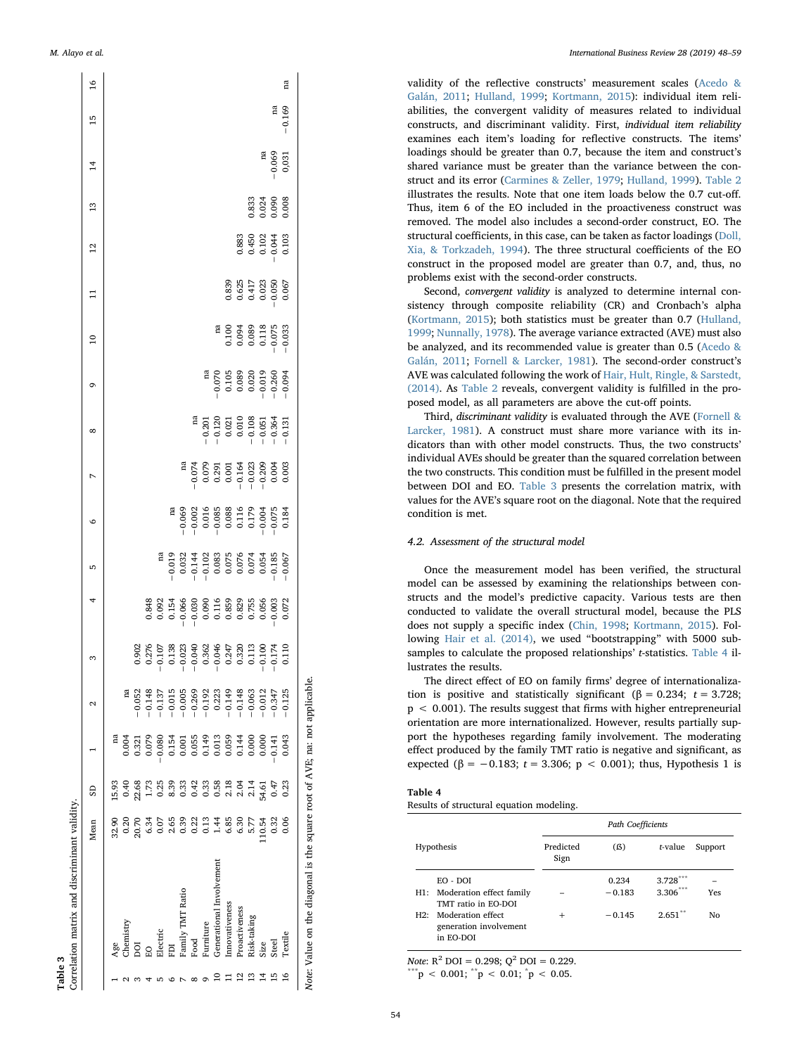**Table 3**
Correlation matrix and discriminant validity.

| | | Mean | SD | 1 | 2 | 3 | 4 | 5 | 6 | 7 | 8 | 9 | 10 | 11 | 12 | 13 | 14 | 15 | 16 |
|---|---|---|---|---|---|---|---|---|---|---|---|---|---|---|---|---|---|---|---|
| 1 | Age | 32.90 | 15.93 | na | | | | | | | | | | | | | | | |
| 2 | Chemistry | 0.20 | 0.40 | 0.004 | na | | | | | | | | | | | | | | |
| 3 | DOI | 20.70 | 22.68 | 0.321 | −0.052 | 0.902 | | | | | | | | | | | | | |
| 4 | EO | 6.34 | 1.73 | 0.079 | −0.148 | 0.276 | 0.848 | | | | | | | | | | | | |
| 5 | Electric | 0.07 | 0.25 | −0.080 | −0.137 | −0.107 | 0.092 | na | | | | | | | | | | | |
| 6 | FDI | 2.65 | 8.39 | 0.154 | −0.015 | 0.138 | 0.154 | −0.019 | na | | | | | | | | | | |
| 7 | Family TMT Ratio | 0.39 | 0.33 | 0.001 | −0.005 | −0.023 | −0.066 | 0.032 | −0.069 | na | | | | | | | | | |
| 8 | Food | 0.22 | 0.42 | 0.055 | −0.269 | −0.040 | −0.030 | −0.144 | −0.002 | −0.074 | na | | | | | | | | |
| 9 | Furniture | 0.13 | 0.33 | 0.149 | −0.192 | 0.362 | 0.090 | −0.102 | 0.016 | 0.079 | −0.201 | na | | | | | | | |
| 10 | Generational Involvement | 1.44 | 0.58 | 0.013 | 0.223 | −0.046 | 0.116 | 0.083 | −0.085 | 0.291 | −0.120 | −0.070 | na | | | | | | |
| 11 | Innovativeness | 6.85 | 2.18 | 0.059 | −0.149 | 0.247 | 0.859 | 0.075 | 0.088 | 0.001 | 0.021 | 0.105 | 0.100 | 0.839 | | | | | |
| 12 | Proactiveness | 6.30 | 2.04 | 0.144 | −0.148 | 0.320 | 0.829 | 0.076 | 0.116 | −0.164 | 0.010 | 0.089 | 0.094 | 0.625 | 0.883 | | | | |
| 13 | Risk-taking | 5.77 | 2.14 | 0.000 | −0.063 | 0.113 | 0.755 | 0.074 | 0.179 | −0.023 | −0.108 | 0.020 | 0.089 | 0.417 | 0.450 | 0.833 | | | |
| 14 | Size | 110.54 | 54.61 | 0.000 | −0.012 | −0.100 | 0.056 | 0.054 | −0.004 | −0.209 | −0.051 | −0.019 | 0.118 | 0.023 | 0.102 | 0.024 | na | | |
| 15 | Steel | 0.32 | 0.47 | −0.141 | −0.347 | −0.174 | −0.003 | −0.185 | −0.075 | 0.004 | −0.364 | −0.260 | −0.075 | −0.050 | −0.044 | 0.090 | −0.069 | na | |
| 16 | Textile | 0.06 | 0.23 | 0.043 | −0.125 | 0.110 | 0.072 | −0.067 | 0.184 | 0.003 | −0.131 | −0.094 | −0.033 | 0.067 | 0.103 | 0.008 | 0.031 | −0.169 | na |

*Note*: Value on the diagonal is the square root of AVE; na: not applicable.

validity of the reflective constructs' measurement scales (Acedo & Galán, 2011; Hulland, 1999; Kortmann, 2015): individual item reliabilities, the convergent validity of measures related to individual constructs, and discriminant validity. First, *individual item reliability* examines each item's loading for reflective constructs. The items' loadings should be greater than 0.7, because the item and construct's shared variance must be greater than the variance between the construct and its error (Carmines & Zeller, 1979; Hulland, 1999). Table 2 illustrates the results. Note that one item loads below the 0.7 cut-off. Thus, item 6 of the EO included in the proactiveness construct was removed. The model also includes a second-order construct, EO. The structural coefficients, in this case, can be taken as factor loadings (Doll, Xia, & Torkzadeh, 1994). The three structural coefficients of the EO construct in the proposed model are greater than 0.7, and, thus, no problems exist with the second-order constructs.

Second, *convergent validity* is analyzed to determine internal consistency through composite reliability (CR) and Cronbach's alpha (Kortmann, 2015); both statistics must be greater than 0.7 (Hulland, 1999; Nunnally, 1978). The average variance extracted (AVE) must also be analyzed, and its recommended value is greater than 0.5 (Acedo & Galán, 2011; Fornell & Larcker, 1981). The second-order construct's AVE was calculated following the work of Hair, Hult, Ringle, & Sarstedt, (2014). As Table 2 reveals, convergent validity is fulfilled in the proposed model, as all parameters are above the cut-off points.

Third, *discriminant validity* is evaluated through the AVE (Fornell & Larcker, 1981). A construct must share more variance with its indicators than with other model constructs. Thus, the two constructs' individual AVEs should be greater than the squared correlation between the two constructs. This condition must be fulfilled in the present model between DOI and EO. Table 3 presents the correlation matrix, with values for the AVE's square root on the diagonal. Note that the required condition is met.

### 4.2. Assessment of the structural model

Once the measurement model has been verified, the structural model can be assessed by examining the relationships between constructs and the model's predictive capacity. Various tests are then conducted to validate the overall structural model, because the PLS does not supply a specific index (Chin, 1998; Kortmann, 2015). Following Hair et al. (2014), we used "bootstrapping" with 5000 subsamples to calculate the proposed relationships' *t*-statistics. Table 4 illustrates the results.

The direct effect of EO on family firms' degree of internationalization is positive and statistically significant ($\beta = 0.234$; $t = 3.728$; $p < 0.001$). The results suggest that firms with higher entrepreneurial orientation are more internationalized. However, results partially support the hypotheses regarding family involvement. The moderating effect produced by the family TMT ratio is negative and significant, as expected ($\beta = -0.183$; $t = 3.306$; $p < 0.001$); thus, Hypothesis 1 is

**Table 4**
Results of structural equation modeling.

| Hypothesis | | Path Coefficients | | |
|---|---|---|---|---|
| | Predicted Sign | (ß) | *t*-value | Support |
| EO - DOI | | 0.234 | 3.728*** | – |
| H1: Moderation effect family TMT ratio in EO-DOI | – | −0.183 | 3.306*** | Yes |
| H2: Moderation effect generation involvement in EO-DOI | + | −0.145 | 2.651** | No |

*Note*: $R^2$ DOI = 0.298; $Q^2$ DOI = 0.229.
***$p < 0.001$; **$p < 0.01$; *$p < 0.05$.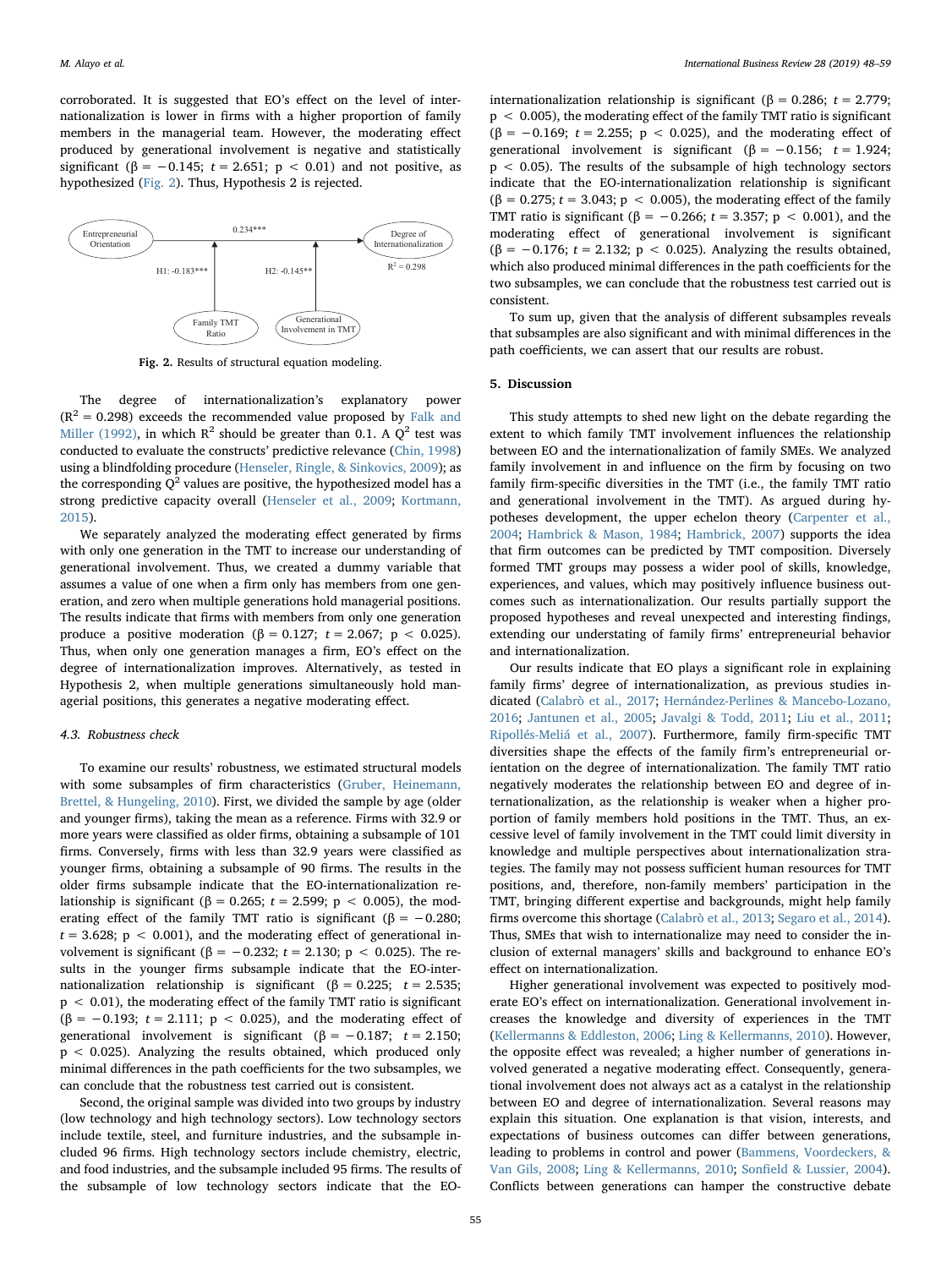corroborated. It is suggested that EO's effect on the level of internationalization is lower in firms with a higher proportion of family members in the managerial team. However, the moderating effect produced by generational involvement is negative and statistically significant ($\beta = -0.145$; $t = 2.651$; $p < 0.01$) and not positive, as hypothesized (Fig. 2). Thus, Hypothesis 2 is rejected.

Fig. 2. Results of structural equation modeling.

The degree of internationalization's explanatory power ($R^2 = 0.298$) exceeds the recommended value proposed by Falk and Miller (1992), in which $R^2$ should be greater than 0.1. A $Q^2$ test was conducted to evaluate the constructs' predictive relevance (Chin, 1998) using a blindfolding procedure (Henseler, Ringle, & Sinkovics, 2009); as the corresponding $Q^2$ values are positive, the hypothesized model has a strong predictive capacity overall (Henseler et al., 2009; Kortmann, 2015).

We separately analyzed the moderating effect generated by firms with only one generation in the TMT to increase our understanding of generational involvement. Thus, we created a dummy variable that assumes a value of one when a firm only has members from one generation, and zero when multiple generations hold managerial positions. The results indicate that firms with members from only one generation produce a positive moderation ($\beta = 0.127$; $t = 2.067$; $p < 0.025$). Thus, when only one generation manages a firm, EO's effect on the degree of internationalization improves. Alternatively, as tested in Hypothesis 2, when multiple generations simultaneously hold managerial positions, this generates a negative moderating effect.

### 4.3. Robustness check

To examine our results' robustness, we estimated structural models with some subsamples of firm characteristics (Gruber, Heinemann, Brettel, & Hungeling, 2010). First, we divided the sample by age (older and younger firms), taking the mean as a reference. Firms with 32.9 or more years were classified as older firms, obtaining a subsample of 101 firms. Conversely, firms with less than 32.9 years were classified as younger firms, obtaining a subsample of 90 firms. The results in the older firms subsample indicate that the EO-internationalization relationship is significant ($\beta = 0.265$; $t = 2.599$; $p < 0.005$), the moderating effect of the family TMT ratio is significant ($\beta = -0.280$; $t = 3.628$; $p < 0.001$), and the moderating effect of generational involvement is significant ($\beta = -0.232$; $t = 2.130$; $p < 0.025$). The results in the younger firms subsample indicate that the EO-internationalization relationship is significant ($\beta = 0.225$; $t = 2.535$; $p < 0.01$), the moderating effect of the family TMT ratio is significant ($\beta = -0.193$; $t = 2.111$; $p < 0.025$), and the moderating effect of generational involvement is significant ($\beta = -0.187$; $t = 2.150$; $p < 0.025$). Analyzing the results obtained, which produced only minimal differences in the path coefficients for the two subsamples, we can conclude that the robustness test carried out is consistent.

Second, the original sample was divided into two groups by industry (low technology and high technology sectors). Low technology sectors include textile, steel, and furniture industries, and the subsample included 96 firms. High technology sectors include chemistry, electric, and food industries, and the subsample included 95 firms. The results of the subsample of low technology sectors indicate that the EO-internationalization relationship is significant ($\beta = 0.286$; $t = 2.779$; $p < 0.005$), the moderating effect of the family TMT ratio is significant ($\beta = -0.169$; $t = 2.255$; $p < 0.025$), and the moderating effect of generational involvement is significant ($\beta = -0.156$; $t = 1.924$; $p < 0.05$). The results of the subsample of high technology sectors indicate that the EO-internationalization relationship is significant ($\beta = 0.275$; $t = 3.043$; $p < 0.005$), the moderating effect of the family TMT ratio is significant ($\beta = -0.266$; $t = 3.357$; $p < 0.001$), and the moderating effect of generational involvement is significant ($\beta = -0.176$; $t = 2.132$; $p < 0.025$). Analyzing the results obtained, which also produced minimal differences in the path coefficients for the two subsamples, we can conclude that the robustness test carried out is consistent.

To sum up, given that the analysis of different subsamples reveals that subsamples are also significant and with minimal differences in the path coefficients, we can assert that our results are robust.

## 5. Discussion

This study attempts to shed new light on the debate regarding the extent to which family TMT involvement influences the relationship between EO and the internationalization of family SMEs. We analyzed family involvement in and influence on the firm by focusing on two family firm-specific diversities in the TMT (i.e., the family TMT ratio and generational involvement in the TMT). As argued during hypotheses development, the upper echelon theory (Carpenter et al., 2004; Hambrick & Mason, 1984; Hambrick, 2007) supports the idea that firm outcomes can be predicted by TMT composition. Diversely formed TMT groups may possess a wider pool of skills, knowledge, experiences, and values, which may positively influence business outcomes such as internationalization. Our results partially support the proposed hypotheses and reveal unexpected and interesting findings, extending our understanding of family firms' entrepreneurial behavior and internationalization.

Our results indicate that EO plays a significant role in explaining family firms' degree of internationalization, as previous studies indicated (Calabrò et al., 2017; Hernández-Perlines & Mancebo-Lozano, 2016; Jantunen et al., 2005; Javalgi & Todd, 2011; Liu et al., 2011; Ripollés-Meliá et al., 2007). Furthermore, family firm-specific TMT diversities shape the effects of the family firm's entrepreneurial orientation on the degree of internationalization. The family TMT ratio negatively moderates the relationship between EO and degree of internationalization, as the relationship is weaker when a higher proportion of family members hold positions in the TMT. Thus, an excessive level of family involvement in the TMT could limit diversity in knowledge and multiple perspectives about internationalization strategies. The family may not possess sufficient human resources for TMT positions, and, therefore, non-family members' participation in the TMT, bringing different expertise and backgrounds, might help family firms overcome this shortage (Calabrò et al., 2013; Segaro et al., 2014). Thus, SMEs that wish to internationalize may need to consider the inclusion of external managers' skills and background to enhance EO's effect on internationalization.

Higher generational involvement was expected to positively moderate EO's effect on internationalization. Generational involvement increases the knowledge and diversity of experiences in the TMT (Kellermanns & Eddleston, 2006; Ling & Kellermanns, 2010). However, the opposite effect was revealed; a higher number of generations involved generated a negative moderating effect. Consequently, generational involvement does not always act as a catalyst in the relationship between EO and degree of internationalization. Several reasons may explain this situation. One explanation is that vision, interests, and expectations of business outcomes can differ between generations, leading to problems in control and power (Bammens, Voordeckers, & Van Gils, 2008; Ling & Kellermanns, 2010; Sonfield & Lussier, 2004). Conflicts between generations can hamper the constructive debate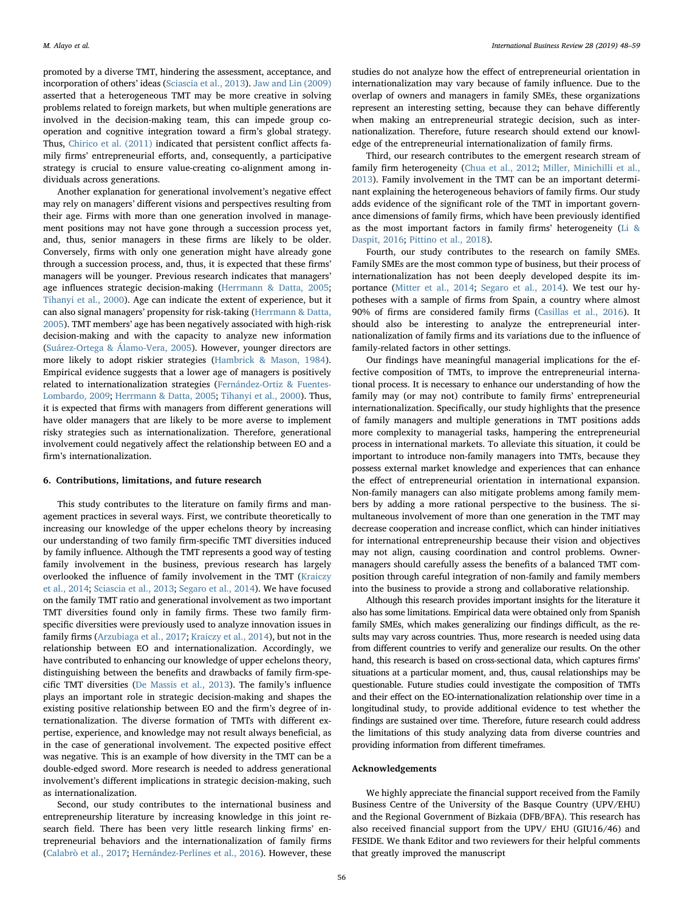promoted by a diverse TMT, hindering the assessment, acceptance, and incorporation of others' ideas (Sciascia et al., 2013). Jaw and Lin (2009) asserted that a heterogeneous TMT may be more creative in solving problems related to foreign markets, but when multiple generations are involved in the decision-making team, this can impede group cooperation and cognitive integration toward a firm's global strategy. Thus, Chirico et al. (2011) indicated that persistent conflict affects family firms' entrepreneurial efforts, and, consequently, a participative strategy is crucial to ensure value-creating co-alignment among individuals across generations.

Another explanation for generational involvement's negative effect may rely on managers' different visions and perspectives resulting from their age. Firms with more than one generation involved in management positions may not have gone through a succession process yet, and, thus, senior managers in these firms are likely to be older. Conversely, firms with only one generation might have already gone through a succession process, and, thus, it is expected that these firms' managers will be younger. Previous research indicates that managers' age influences strategic decision-making (Herrmann & Datta, 2005; Tihanyi et al., 2000). Age can indicate the extent of experience, but it can also signal managers' propensity for risk-taking (Herrmann & Datta, 2005). TMT members' age has been negatively associated with high-risk decision-making and with the capacity to analyze new information (Suárez-Ortega & Álamo-Vera, 2005). However, younger directors are more likely to adopt riskier strategies (Hambrick & Mason, 1984). Empirical evidence suggests that a lower age of managers is positively related to internationalization strategies (Fernández-Ortiz & Fuentes-Lombardo, 2009; Herrmann & Datta, 2005; Tihanyi et al., 2000). Thus, it is expected that firms with managers from different generations will have older managers that are likely to be more averse to implement risky strategies such as internationalization. Therefore, generational involvement could negatively affect the relationship between EO and a firm's internationalization.

## 6. Contributions, limitations, and future research

This study contributes to the literature on family firms and management practices in several ways. First, we contribute theoretically to increasing our knowledge of the upper echelons theory by increasing our understanding of two family firm-specific TMT diversities induced by family influence. Although the TMT represents a good way of testing family involvement in the business, previous research has largely overlooked the influence of family involvement in the TMT (Kraiczy et al., 2014; Sciascia et al., 2013; Segaro et al., 2014). We have focused on the family TMT ratio and generational involvement as two important TMT diversities found only in family firms. These two family firm-specific diversities were previously used to analyze innovation issues in family firms (Arzubiaga et al., 2017; Kraiczy et al., 2014), but not in the relationship between EO and internationalization. Accordingly, we have contributed to enhancing our knowledge of upper echelons theory, distinguishing between the benefits and drawbacks of family firm-specific TMT diversities (De Massis et al., 2013). The family's influence plays an important role in strategic decision-making and shapes the existing positive relationship between EO and the firm's degree of internationalization. The diverse formation of TMTs with different expertise, experience, and knowledge may not result always beneficial, as in the case of generational involvement. The expected positive effect was negative. This is an example of how diversity in the TMT can be a double-edged sword. More research is needed to address generational involvement's different implications in strategic decision-making, such as internationalization.

Second, our study contributes to the international business and entrepreneurship literature by increasing knowledge in this joint research field. There has been very little research linking firms' entrepreneurial behaviors and the internationalization of family firms (Calabrò et al., 2017; Hernández-Perlines et al., 2016). However, these studies do not analyze how the effect of entrepreneurial orientation in internationalization may vary because of family influence. Due to the overlap of owners and managers in family SMEs, these organizations represent an interesting setting, because they can behave differently when making an entrepreneurial strategic decision, such as internationalization. Therefore, future research should extend our knowledge of the entrepreneurial internationalization of family firms.

Third, our research contributes to the emergent research stream of family firm heterogeneity (Chua et al., 2012; Miller, Minichilli et al., 2013). Family involvement in the TMT can be an important determinant explaining the heterogeneous behaviors of family firms. Our study adds evidence of the significant role of the TMT in important governance dimensions of family firms, which have been previously identified as the most important factors in family firms' heterogeneity (Li & Daspit, 2016; Pittino et al., 2018).

Fourth, our study contributes to the research on family SMEs. Family SMEs are the most common type of business, but their process of internationalization has not been deeply developed despite its importance (Mitter et al., 2014; Segaro et al., 2014). We test our hypotheses with a sample of firms from Spain, a country where almost 90% of firms are considered family firms (Casillas et al., 2016). It should also be interesting to analyze the entrepreneurial internationalization of family firms and its variations due to the influence of family-related factors in other settings.

Our findings have meaningful managerial implications for the effective composition of TMTs, to improve the entrepreneurial international process. It is necessary to enhance our understanding of how the family may (or may not) contribute to family firms' entrepreneurial internationalization. Specifically, our study highlights that the presence of family managers and multiple generations in TMT positions adds more complexity to managerial tasks, hampering the entrepreneurial process in international markets. To alleviate this situation, it could be important to introduce non-family managers into TMTs, because they possess external market knowledge and experiences that can enhance the effect of entrepreneurial orientation in international expansion. Non-family managers can also mitigate problems among family members by adding a more rational perspective to the business. The simultaneous involvement of more than one generation in the TMT may decrease cooperation and increase conflict, which can hinder initiatives for international entrepreneurship because their vision and objectives may not align, causing coordination and control problems. Owner-managers should carefully assess the benefits of a balanced TMT composition through careful integration of non-family and family members into the business to provide a strong and collaborative relationship.

Although this research provides important insights for the literature it also has some limitations. Empirical data were obtained only from Spanish family SMEs, which makes generalizing our findings difficult, as the results may vary across countries. Thus, more research is needed using data from different countries to verify and generalize our results. On the other hand, this research is based on cross-sectional data, which captures firms' situations at a particular moment, and, thus, causal relationships may be questionable. Future studies could investigate the composition of TMTs and their effect on the EO-internationalization relationship over time in a longitudinal study, to provide additional evidence to test whether the findings are sustained over time. Therefore, future research could address the limitations of this study analyzing data from diverse countries and providing information from different timeframes.

## Acknowledgements

We highly appreciate the financial support received from the Family Business Centre of the University of the Basque Country (UPV/EHU) and the Regional Government of Bizkaia (DFB/BFA). This research has also received financial support from the UPV/ EHU (GIU16/46) and FESIDE. We thank Editor and two reviewers for their helpful comments that greatly improved the manuscript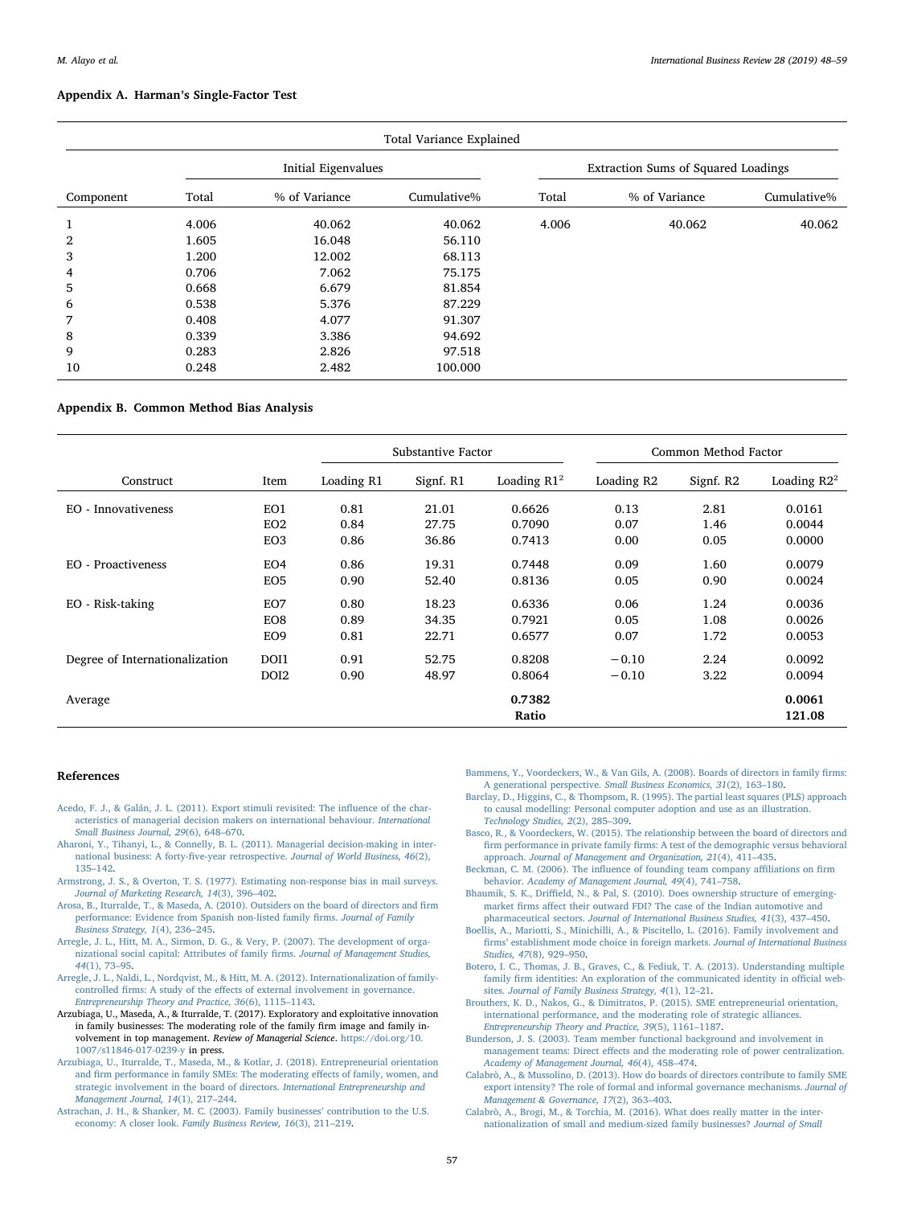## Appendix A. Harman's Single-Factor Test

| Total Variance Explained | | | | | | |
|---|---|---|---|---|---|---|
| | Initial Eigenvalues | | | Extraction Sums of Squared Loadings | | |
| Component | Total | % of Variance | Cumulative% | Total | % of Variance | Cumulative% |
| 1 | 4.006 | 40.062 | 40.062 | 4.006 | 40.062 | 40.062 |
| 2 | 1.605 | 16.048 | 56.110 | | | |
| 3 | 1.200 | 12.002 | 68.113 | | | |
| 4 | 0.706 | 7.062 | 75.175 | | | |
| 5 | 0.668 | 6.679 | 81.854 | | | |
| 6 | 0.538 | 5.376 | 87.229 | | | |
| 7 | 0.408 | 4.077 | 91.307 | | | |
| 8 | 0.339 | 3.386 | 94.692 | | | |
| 9 | 0.283 | 2.826 | 97.518 | | | |
| 10 | 0.248 | 2.482 | 100.000 | | | |

## Appendix B. Common Method Bias Analysis

| | | Substantive Factor | | | Common Method Factor | | |
|---|---|---|---|---|---|---|---|
| Construct | Item | Loading R1 | Signf. R1 | Loading $R1^2$ | Loading R2 | Signf. R2 | Loading $R2^2$ |
| EO - Innovativeness | EO1 | 0.81 | 21.01 | 0.6626 | 0.13 | 2.81 | 0.0161 |
| | EO2 | 0.84 | 27.75 | 0.7090 | 0.07 | 1.46 | 0.0044 |
| | EO3 | 0.86 | 36.86 | 0.7413 | 0.00 | 0.05 | 0.0000 |
| EO - Proactiveness | EO4 | 0.86 | 19.31 | 0.7448 | 0.09 | 1.60 | 0.0079 |
| | EO5 | 0.90 | 52.40 | 0.8136 | 0.05 | 0.90 | 0.0024 |
| EO - Risk-taking | EO7 | 0.80 | 18.23 | 0.6336 | 0.06 | 1.24 | 0.0036 |
| | EO8 | 0.89 | 34.35 | 0.7921 | 0.05 | 1.08 | 0.0026 |
| | EO9 | 0.81 | 22.71 | 0.6577 | 0.07 | 1.72 | 0.0053 |
| Degree of Internationalization | DOI1 | 0.91 | 52.75 | 0.8208 | −0.10 | 2.24 | 0.0092 |
| | DOI2 | 0.90 | 48.97 | 0.8064 | −0.10 | 3.22 | 0.0094 |
| Average | | | | **0.7382** | | | **0.0061** |
| | | | | **Ratio** | | | **121.08** |

## References

Acedo, F. J., & Galán, J. L. (2011). Export stimuli revisited: The influence of the characteristics of managerial decision makers on international behaviour. *International Small Business Journal, 29*(6), 648–670.

Aharoni, Y., Tihanyi, L., & Connelly, B. L. (2011). Managerial decision-making in international business: A forty-five-year retrospective. *Journal of World Business, 46*(2), 135–142.

Armstrong, J. S., & Overton, T. S. (1977). Estimating non-response bias in mail surveys. *Journal of Marketing Research, 14*(3), 396–402.

Arosa, B., Iturralde, T., & Maseda, A. (2010). Outsiders on the board of directors and firm performance: Evidence from Spanish non-listed family firms. *Journal of Family Business Strategy, 1*(4), 236–245.

Arregle, J. L., Hitt, M. A., Sirmon, D. G., & Very, P. (2007). The development of organizational social capital: Attributes of family firms. *Journal of Management Studies, 44*(1), 73–95.

Arregle, J. L., Naldi, L., Nordqvist, M., & Hitt, M. A. (2012). Internationalization of family-controlled firms: A study of the effects of external involvement in governance. *Entrepreneurship Theory and Practice, 36*(6), 1115–1143.

Arzubiaga, U., Maseda, A., & Iturralde, T. (2017). Exploratory and exploitative innovation in family businesses: The moderating role of the family firm image and family involvement in top management. *Review of Managerial Science*. https://doi.org/10.1007/s11846-017-0239-y in press.

Arzubiaga, U., Iturralde, T., Maseda, M., & Kotlar, J. (2018). Entrepreneurial orientation and firm performance in family SMEs: The moderating effects of family, women, and strategic involvement in the board of directors. *International Entrepreneurship and Management Journal, 14*(1), 217–244.

Astrachan, J. H., & Shanker, M. C. (2003). Family businesses' contribution to the U.S. economy: A closer look. *Family Business Review, 16*(3), 211–219.

Bammens, Y., Voordeckers, W., & Van Gils, A. (2008). Boards of directors in family firms: A generational perspective. *Small Business Economics, 31*(2), 163–180.

Barclay, D., Higgins, C., & Thompsom, R. (1995). The partial least squares (PLS) approach to causal modelling: Personal computer adoption and use as an illustration. *Technology Studies, 2*(2), 285–309.

Basco, R., & Voordeckers, W. (2015). The relationship between the board of directors and firm performance in private family firms: A test of the demographic versus behavioral approach. *Journal of Management and Organization, 21*(4), 411–435.

Beckman, C. M. (2006). The influence of founding team company affiliations on firm behavior. *Academy of Management Journal, 49*(4), 741–758.

Bhaumik, S. K., Driffield, N., & Pal, S. (2010). Does ownership structure of emerging-market firms affect their outward FDI? The case of the Indian automotive and pharmaceutical sectors. *Journal of International Business Studies, 41*(3), 437–450.

Boellis, A., Mariotti, S., Minichilli, A., & Piscitello, L. (2016). Family involvement and firms' establishment mode choice in foreign markets. *Journal of International Business Studies, 47*(8), 929–950.

Botero, I. C., Thomas, J. B., Graves, C., & Fediuk, T. A. (2013). Understanding multiple family firm identities: An exploration of the communicated identity in official websites. *Journal of Family Business Strategy, 4*(1), 12–21.

Brouthers, K. D., Nakos, G., & Dimitratos, P. (2015). SME entrepreneurial orientation, international performance, and the moderating role of strategic alliances. *Entrepreneurship Theory and Practice, 39*(5), 1161–1187.

Bunderson, J. S. (2003). Team member functional background and involvement in management teams: Direct effects and the moderating role of power centralization. *Academy of Management Journal, 46*(4), 458–474.

Calabrò, A., & Mussolino, D. (2013). How do boards of directors contribute to family SME export intensity? The role of formal and informal governance mechanisms. *Journal of Management & Governance, 17*(2), 363–403.

Calabrò, A., Brogi, M., & Torchia, M. (2016). What does really matter in the internationalization of small and medium-sized family businesses? *Journal of Small*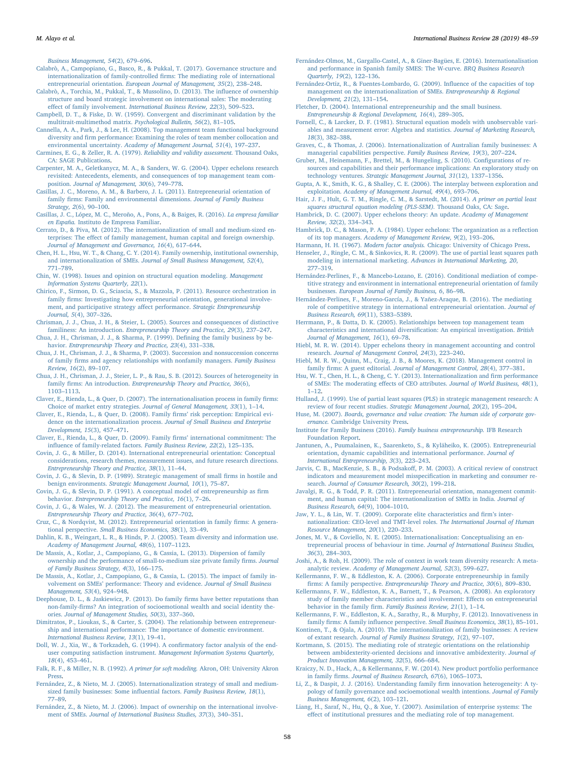*Business Management, 54*(2), 679–696.

Calabrò, A., Campopiano, G., Basco, R., & Pukkal, T. (2017). Governance structure and internationalization of family-controlled firms: The mediating role of international entrepreneurial orientation. *European Journal of Management, 35*(2), 238–248.

Calabrò, A., Torchia, M., Pukkal, T., & Mussolino, D. (2013). The influence of ownership structure and board strategic involvement on international sales: The moderating effect of family involvement. *International Business Review, 22*(3), 509–523.

Campbell, D. T., & Fiske, D. W. (1959). Convergent and discriminant validation by the multitrait-multimethod matrix. *Psychological Bulletin, 56*(2), 81–105.

Cannella, A. A., Park, J., & Lee, H. (2008). Top management team functional background diversity and firm performance: Examining the roles of team member collocation and environmental uncertainty. *Academy of Management Journal, 51*(4), 197–237.

Carmines, E. G., & Zeller, R. A. (1979). *Reliability and validity assessment.* Thousand Oaks, CA: SAGE Publications.

Carpenter, M. A., Geletkanycz, M. A., & Sanders, W. G. (2004). Upper echelons research revisited: Antecedents, elements, and consequences of top management team composition. *Journal of Management, 30*(6), 749–778.

Casillas, J. C., Moreno, A. M., & Barbero, J. L. (2011). Entrepreneurial orientation of family firms: Family and environmental dimensions. *Journal of Family Business Strategy, 2*(6), 90–100.

Casillas, J. C., López, M. C., Meroño, A., Pons, A., & Baiges, R. (2016). *La empresa familiar en España.* Instituto de Empresa Familiar.

Cerrato, D., & Piva, M. (2012). The internationalization of small and medium-sized enterprises: The effect of family management, human capital and foreign ownership. *Journal of Management and Governance, 16*(4), 617–644.

Chen, H. L., Hsu, W. T., & Chang, C. Y. (2014). Family ownership, institutional ownership, and internationalization of SMEs. *Journal of Small Business Management, 52*(4), 771–789.

Chin, W. (1998). Issues and opinion on structural equation modeling. *Management Information Systems Quarterly, 22*(1).

Chirico, F., Sirmon, D. G., Sciascia, S., & Mazzola, P. (2011). Resource orchestration in family firms: Investigating how entrepreneurial orientation, generational involvement, and participative strategy affect performance. *Strategic Entrepreneurship Journal, 5*(4), 307–326.

Chrisman, J. J., Chua, J. H., & Steier, L. (2005). Sources and consequences of distinctive familiness: An introduction. *Entrepreneurship Theory and Practice, 29*(3), 237–247.

Chua, J. H., Chrisman, J. J., & Sharma, P. (1999). Defining the family business by behavior. *Entrepreneurship Theory and Practice, 23*(4), 331–338.

Chua, J. H., Chrisman, J. J., & Sharma, P. (2003). Succession and nonsuccession concerns of family firms and agency relationships with nonfamily managers. *Family Business Review, 16*(2), 89–107.

Chua, J. H., Chrisman, J. J., Steier, L. P., & Rau, S. B. (2012). Sources of heterogeneity in family firms: An introduction. *Entrepreneurship Theory and Practice, 36*(6), 1103–1113.

Claver, E., Rienda, L., & Quer, D. (2007). The internationalisation process in family firms: Choice of market entry strategies. *Journal of General Management, 33*(1), 1–14.

Claver, E., Rienda, L., & Quer, D. (2008). Family firms' risk perception: Empirical evidence on the internationalization process. *Journal of Small Business and Enterprise Development, 15*(3), 457–471.

Claver, E., Rienda, L., & Quer, D. (2009). Family firms' international commitment: The influence of family-related factors. *Family Business Review, 22*(2), 125–135.

Covin, J. G., & Miller, D. (2014). International entrepreneurial orientation: Conceptual considerations, research themes, measurement issues, and future research directions. *Entrepreneurship Theory and Practice, 38*(1), 11–44.

Covin, J. G., & Slevin, D. P. (1989). Strategic management of small firms in hostile and benign environments. *Strategic Management Journal, 10*(1), 75–87.

Covin, J. G., & Slevin, D. P. (1991). A conceptual model of entrepreneurship as firm behavior. *Entrepreneurship Theory and Practice, 16*(1), 7–26.

Covin, J. G., & Wales, W. J. (2012). The measurement of entrepreneurial orientation. *Entrepreneurship Theory and Practice, 36*(4), 677–702.

Cruz, C., & Nordqvist, M. (2012). Entrepreneurial orientation in family firms: A generational perspective. *Small Business Economics, 38*(1), 33–49.

Dahlin, K. B., Weingart, L. R., & Hinds, P. J. (2005). Team diversity and information use. *Academy of Management Journal, 48*(6), 1107–1123.

De Massis, A., Kotlar, J., Campopiano, G., & Cassia, L. (2013). Dispersion of family ownership and the performance of small-to-medium size private family firms. *Journal of Family Business Strategy, 4*(3), 166–175.

De Massis, A., Kotlar, J., Campopiano, G., & Cassia, L. (2015). The impact of family involvement on SMEs' performance: Theory and evidence. *Journal of Small Business Management, 53*(4), 924–948.

Deephouse, D. L., & Jaskiewicz, P. (2013). Do family firms have better reputations than non-family-firms? An integration of socioemotional wealth and social identity theories. *Journal of Management Studies, 50*(3), 337–360.

Dimitratos, P., Lioukas, S., & Carter, S. (2004). The relationship between entrepreneurship and international performance: The importance of domestic environment. *International Business Review, 13*(1), 19–41.

Doll, W. J., Xia, W., & Torkzadeh, G. (1994). A confirmatory factor analysis of the end-user computing satisfaction instrument. *Management Information Systems Quarterly, 18*(4), 453–461.

Falk, R. F., & Miller, N. B. (1992). *A primer for soft modeling.* Akron, OH: University Akron Press.

Fernández, Z., & Nieto, M. J. (2005). Internationalization strategy of small and medium-sized family businesses: Some influential factors. *Family Business Review, 18*(1), 77–89.

Fernández, Z., & Nieto, M. J. (2006). Impact of ownership on the international involvement of SMEs. *Journal of International Business Studies, 37*(3), 340–351.

Fernández-Olmos, M., Gargallo-Castel, A., & Giner-Bagües, E. (2016). Internationalisation and performance in Spanish family SMES: The W-curve. *BRQ Business Research Quarterly, 19*(2), 122–136.

Fernández-Ortiz, R., & Fuentes-Lombardo, G. (2009). Influence of the capacities of top management on the internationalization of SMEs. *Entrepreneurship & Regional Development, 21*(2), 131–154.

Fletcher, D. (2004). International entrepreneurship and the small business. *Entrepreneurship & Regional Development, 16*(4), 289–305.

Fornell, C., & Larcker, D. F. (1981). Structural equation models with unobservable variables and measurement error: Algebra and statistics. *Journal of Marketing Research, 18*(3), 382–388.

Graves, C., & Thomas, J. (2006). Internationalization of Australian family businesses: A managerial capabilities perspective. *Family Business Review, 19*(3), 207–224.

Gruber, M., Heinemann, F., Brettel, M., & Hungeling, S. (2010). Configurations of resources and capabilities and their performance implications: An exploratory study on technology ventures. *Strategic Management Journal, 31*(12), 1337–1356.

Gupta, A. K., Smith, K. G., & Shalley, C. E. (2006). The interplay between exploration and exploitation. *Academy of Management Journal, 49*(4), 693–706.

Hair, J. F., Hult, G. T. M., Ringle, C. M., & Sarstedt, M. (2014). *A primer on partial least squares structural equation modeling (PLS-SEM).* Thousand Oaks, CA: Sage.

Hambrick, D. C. (2007). Upper echelons theory: An update. *Academy of Management Review, 32*(2), 334–343.

Hambrick, D. C., & Mason, P. A. (1984). Upper echelons: The organization as a reflection of its top managers. *Academy of Management Review, 9*(2), 193–206.

Harmann, H. H. (1967). *Modern factor analysis.* Chicago: University of Chicago Press.

Henseler, J., Ringle, C. M., & Sinkovics, R. R. (2009). The use of partial least squares path modeling in international marketing. *Advances in International Marketing, 20,* 277–319.

Hernández-Perlines, F., & Mancebo-Lozano, E. (2016). Conditional mediation of competitive strategy and environment in international entrepreneurial orientation of family businesses. *European Journal of Family Business, 6*, 86–98.

Hernández-Perlines, F., Moreno-García, J., & Yañez-Araque, B. (2016). The mediating role of competitive strategy in international entrepreneurial orientation. *Journal of Business Research, 69*(11), 5383–5389.

Herrmann, P., & Datta, D. K. (2005). Relationships between top management team characteristics and international diversification: An empirical investigation. *British Journal of Management, 16*(1), 69–78.

Hiebl, M. R. W. (2014). Upper echelons theory in management accounting and control research. *Journal of Management Control, 24*(3), 223–240.

Hiebl, M. R. W., Quinn, M., Craig, J. B., & Moores, K. (2018). Management control in family firms: A guest editorial. *Journal of Management Control, 28*(4), 377–381.

Hsu, W. T., Chen, H. L., & Cheng, C. Y. (2013). Internationalization and firm performance of SMEs: The moderating effects of CEO attributes. *Journal of World Business, 48*(1), 1–12.

Hulland, J. (1999). Use of partial least squares (PLS) in strategic management research: A review of four recent studies. *Strategic Management Journal, 20*(2), 195–204.

Huse, M. (2007). *Boards, governance and value creation: The human side of corporate governance.* Cambridge University Press.

Institute for Family Business (2016). *Family business entrepreneurship.* IFB Research Foundation Report.

Jantunen, A., Puumalainen, K., Saarenketo, S., & Kyläheiko, K. (2005). Entrepreneurial orientation, dynamic capabilities and international performance. *Journal of International Entrepreneurship, 3*(3), 223–243.

Jarvis, C. B., MacKenzie, S. B., & Podsakoff, P. M. (2003). A critical review of construct indicators and measurement model misspecification in marketing and consumer research. *Journal of Consumer Research, 30*(2), 199–218.

Javalgi, R. G., & Todd, P. R. (2011). Entrepreneurial orientation, management commitment, and human capital: The internationalization of SMEs in India. *Journal of Business Research, 64*(9), 1004–1010.

Jaw, Y. L., & Lin, W. T. (2009). Corporate elite characteristics and firm's internationalization: CEO-level and TMT-level roles. *The International Journal of Human Resource Management, 20*(1), 220–233.

Jones, M. V., & Coviello, N. E. (2005). Internationalisation: Conceptualising an entrepreneurial process of behaviour in time. *Journal of International Business Studies, 36*(3), 284–303.

Joshi, A., & Roh, H. (2009). The role of context in work team diversity research: A meta-analytic review. *Academy of Management Journal, 52*(3), 599–627.

Kellermanns, F. W., & Eddleston, K. A. (2006). Corporate entrepreneurship in family firms: A family perspective. *Entrepreneurship Theory and Practice, 30*(6), 809–830.

Kellermanns, F. W., Eddleston, K. A., Barnett, T., & Pearson, A. (2008). An exploratory study of family member characteristics and involvement: Effects on entrepreneurial behavior in the family firm. *Family Business Review, 21*(1), 1–14.

Kellermanns, F. W., Eddleston, K. A., Sarathy, R., & Murphy, F. (2012). Innovativeness in family firms: A family influence perspective. *Small Business Economics, 38*(1), 85–101.

Kontinen, T., & Ojala, A. (2010). The internationalization of family businesses: A review of extant research. *Journal of Family Business Strategy, 1*(2), 97–107.

Kortmann, S. (2015). The mediating role of strategic orientations on the relationship between ambidexterity-oriented decisions and innovative ambidexterity. *Journal of Product Innovation Management, 32*(5), 666–684.

Kraiczy, N. D., Hack, A., & Kellermanns, F. W. (2014). New product portfolio performance in family firms. *Journal of Business Research, 67*(6), 1065–1073.

Li, Z., & Daspit, J. J. (2016). Understanding family firm innovation heterogeneity: A typology of family governance and socioemotional wealth intentions. *Journal of Family Business Management, 6*(2), 103–121.

Liang, H., Saraf, N., Hu, Q., & Xue, Y. (2007). Assimilation of enterprise systems: The effect of institutional pressures and the mediating role of top management.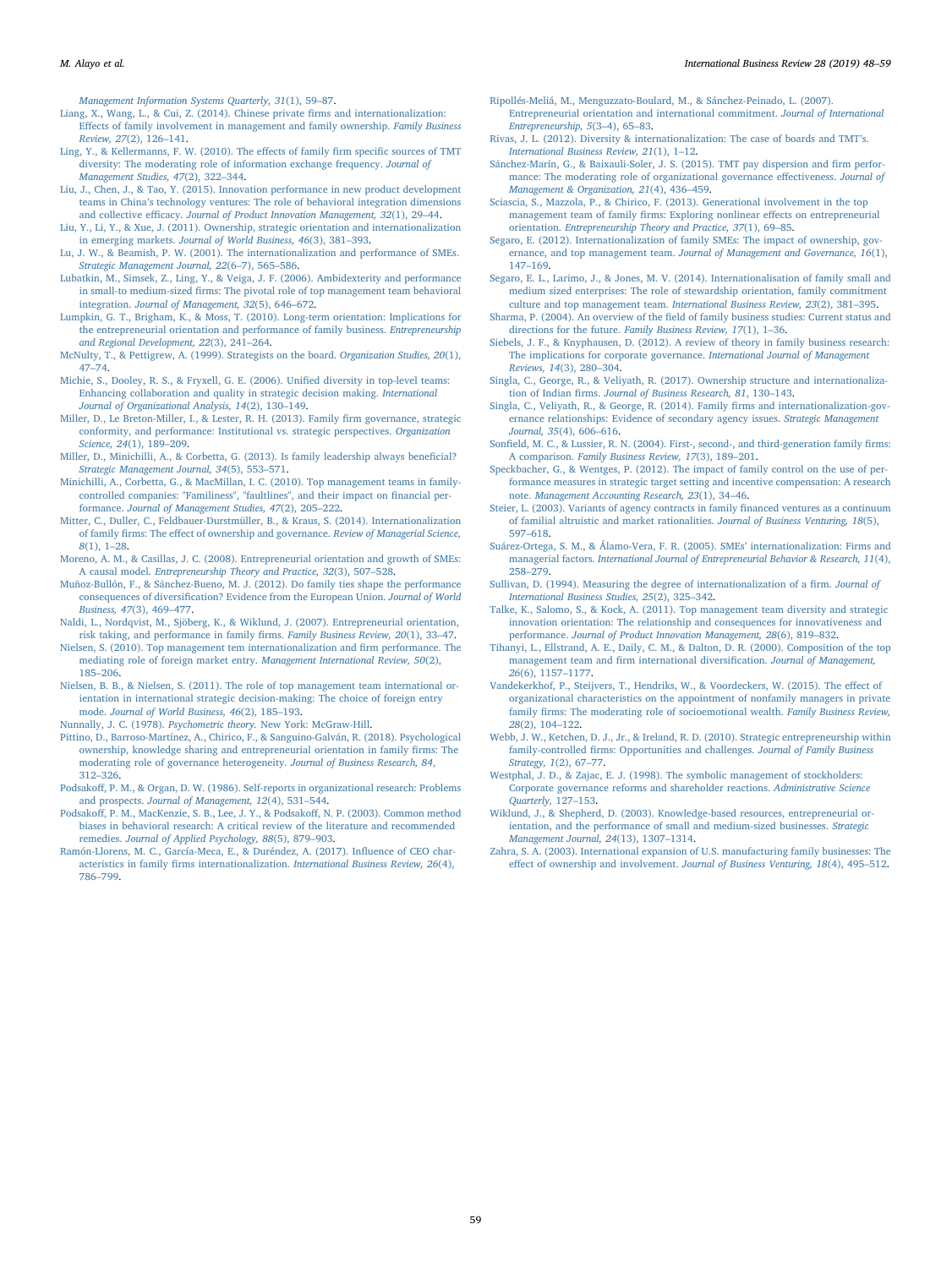*Management Information Systems Quarterly, 31*(1), 59–87.

Liang, X., Wang, L., & Cui, Z. (2014). Chinese private firms and internationalization: Effects of family involvement in management and family ownership. *Family Business Review, 27*(2), 126–141.

Ling, Y., & Kellermanns, F. W. (2010). The effects of family firm specific sources of TMT diversity: The moderating role of information exchange frequency. *Journal of Management Studies, 47*(2), 322–344.

Liu, J., Chen, J., & Tao, Y. (2015). Innovation performance in new product development teams in China's technology ventures: The role of behavioral integration dimensions and collective efficacy. *Journal of Product Innovation Management, 32*(1), 29–44.

Liu, Y., Li, Y., & Xue, J. (2011). Ownership, strategic orientation and internationalization in emerging markets. *Journal of World Business, 46*(3), 381–393.

Lu, J. W., & Beamish, P. W. (2001). The internationalization and performance of SMEs. *Strategic Management Journal, 22*(6–7), 565–586.

Lubatkin, M., Simsek, Z., Ling, Y., & Veiga, J. F. (2006). Ambidexterity and performance in small-to medium-sized firms: The pivotal role of top management team behavioral integration. *Journal of Management, 32*(5), 646–672.

Lumpkin, G. T., Brigham, K., & Moss, T. (2010). Long-term orientation: Implications for the entrepreneurial orientation and performance of family business. *Entrepreneurship and Regional Development, 22*(3), 241–264.

McNulty, T., & Pettigrew, A. (1999). Strategists on the board. *Organization Studies, 20*(1), 47–74.

Michie, S., Dooley, R. S., & Fryxell, G. E. (2006). Unified diversity in top-level teams: Enhancing collaboration and quality in strategic decision making. *International Journal of Organizational Analysis, 14*(2), 130–149.

Miller, D., Le Breton-Miller, I., & Lester, R. H. (2013). Family firm governance, strategic conformity, and performance: Institutional vs. strategic perspectives. *Organization Science, 24*(1), 189–209.

Miller, D., Minichilli, A., & Corbetta, G. (2013). Is family leadership always beneficial? *Strategic Management Journal, 34*(5), 553–571.

Minichilli, A., Corbetta, G., & MacMillan, I. C. (2010). Top management teams in family-controlled companies: "Familiness", "faultlines", and their impact on financial performance. *Journal of Management Studies, 47*(2), 205–222.

Mitter, C., Duller, C., Feldbauer-Durstmüller, B., & Kraus, S. (2014). Internationalization of family firms: The effect of ownership and governance. *Review of Managerial Science, 8*(1), 1–28.

Moreno, A. M., & Casillas, J. C. (2008). Entrepreneurial orientation and growth of SMEs: A causal model. *Entrepreneurship Theory and Practice, 32*(3), 507–528.

Muñoz-Bullón, F., & Sánchez-Bueno, M. J. (2012). Do family ties shape the performance consequences of diversification? Evidence from the European Union. *Journal of World Business, 47*(3), 469–477.

Naldi, L., Nordqvist, M., Sjöberg, K., & Wiklund, J. (2007). Entrepreneurial orientation, risk taking, and performance in family firms. *Family Business Review, 20*(1), 33–47.

Nielsen, S. (2010). Top management tem internationalization and firm performance. The mediating role of foreign market entry. *Management International Review, 50*(2), 185–206.

Nielsen, B. B., & Nielsen, S. (2011). The role of top management team international orientation in international strategic decision-making: The choice of foreign entry mode. *Journal of World Business, 46*(2), 185–193.

Nunnally, J. C. (1978). *Psychometric theory.* New York: McGraw-Hill.

Pittino, D., Barroso-Martínez, A., Chirico, F., & Sanguino-Galván, R. (2018). Psychological ownership, knowledge sharing and entrepreneurial orientation in family firms: The moderating role of governance heterogeneity. *Journal of Business Research, 84*, 312–326.

Podsakoff, P. M., & Organ, D. W. (1986). Self-reports in organizational research: Problems and prospects. *Journal of Management, 12*(4), 531–544.

Podsakoff, P. M., MacKenzie, S. B., Lee, J. Y., & Podsakoff, N. P. (2003). Common method biases in behavioral research: A critical review of the literature and recommended remedies. *Journal of Applied Psychology, 88*(5), 879–903.

Ramón-Llorens, M. C., García-Meca, E., & Duréndez, A. (2017). Influence of CEO characteristics in family firms internationalization. *International Business Review, 26*(4), 786–799.

Ripollés-Meliá, M., Menguzzato-Boulard, M., & Sánchez-Peinado, L. (2007). Entrepreneurial orientation and international commitment. *Journal of International Entrepreneurship, 5*(3–4), 65–83.

Rivas, J. L. (2012). Diversity & internationalization: The case of boards and TMT's. *International Business Review, 21*(1), 1–12.

Sánchez-Marín, G., & Baixauli-Soler, J. S. (2015). TMT pay dispersion and firm performance: The moderating role of organizational governance effectiveness. *Journal of Management & Organization, 21*(4), 436–459.

Sciascia, S., Mazzola, P., & Chirico, F. (2013). Generational involvement in the top management team of family firms: Exploring nonlinear effects on entrepreneurial orientation. *Entrepreneurship Theory and Practice, 37*(1), 69–85.

Segaro, E. (2012). Internationalization of family SMEs: The impact of ownership, governance, and top management team. *Journal of Management and Governance, 16*(1), 147–169.

Segaro, E. L., Larimo, J., & Jones, M. V. (2014). Internationalisation of family small and medium sized enterprises: The role of stewardship orientation, family commitment culture and top management team. *International Business Review, 23*(2), 381–395.

Sharma, P. (2004). An overview of the field of family business studies: Current status and directions for the future. *Family Business Review, 17*(1), 1–36.

Siebels, J. F., & Knyphausen, D. (2012). A review of theory in family business research: The implications for corporate governance. *International Journal of Management Reviews, 14*(3), 280–304.

Singla, C., George, R., & Veliyath, R. (2017). Ownership structure and internationalization of Indian firms. *Journal of Business Research, 81*, 130–143.

Singla, C., Veliyath, R., & George, R. (2014). Family firms and internationalization-governance relationships: Evidence of secondary agency issues. *Strategic Management Journal, 35*(4), 606–616.

Sonfield, M. C., & Lussier, R. N. (2004). First-, second-, and third-generation family firms: A comparison. *Family Business Review, 17*(3), 189–201.

Speckbacher, G., & Wentges, P. (2012). The impact of family control on the use of performance measures in strategic target setting and incentive compensation: A research note. *Management Accounting Research, 23*(1), 34–46.

Steier, L. (2003). Variants of agency contracts in family financed ventures as a continuum of familial altruistic and market rationalities. *Journal of Business Venturing, 18*(5), 597–618.

Suárez-Ortega, S. M., & Álamo-Vera, F. R. (2005). SMEs' internationalization: Firms and managerial factors. *International Journal of Entrepreneurial Behavior & Research, 11*(4), 258–279.

Sullivan, D. (1994). Measuring the degree of internationalization of a firm. *Journal of International Business Studies, 25*(2), 325–342.

Talke, K., Salomo, S., & Kock, A. (2011). Top management team diversity and strategic innovation orientation: The relationship and consequences for innovativeness and performance. *Journal of Product Innovation Management, 28*(6), 819–832.

Tihanyi, L., Ellstrand, A. E., Daily, C. M., & Dalton, D. R. (2000). Composition of the top management team and firm international diversification. *Journal of Management, 26*(6), 1157–1177.

Vandekerkhof, P., Steijvers, T., Hendriks, W., & Voordeckers, W. (2015). The effect of organizational characteristics on the appointment of nonfamily managers in private family firms: The moderating role of socioemotional wealth. *Family Business Review, 28*(2), 104–122.

Webb, J. W., Ketchen, D. J., Jr., & Ireland, R. D. (2010). Strategic entrepreneurship within family-controlled firms: Opportunities and challenges. *Journal of Family Business Strategy, 1*(2), 67–77.

Westphal, J. D., & Zajac, E. J. (1998). The symbolic management of stockholders: Corporate governance reforms and shareholder reactions. *Administrative Science Quarterly,* 127–153.

Wiklund, J., & Shepherd, D. (2003). Knowledge-based resources, entrepreneurial orientation, and the performance of small and medium-sized businesses. *Strategic Management Journal, 24*(13), 1307–1314.

Zahra, S. A. (2003). International expansion of U.S. manufacturing family businesses: The effect of ownership and involvement. *Journal of Business Venturing, 18*(4), 495–512.